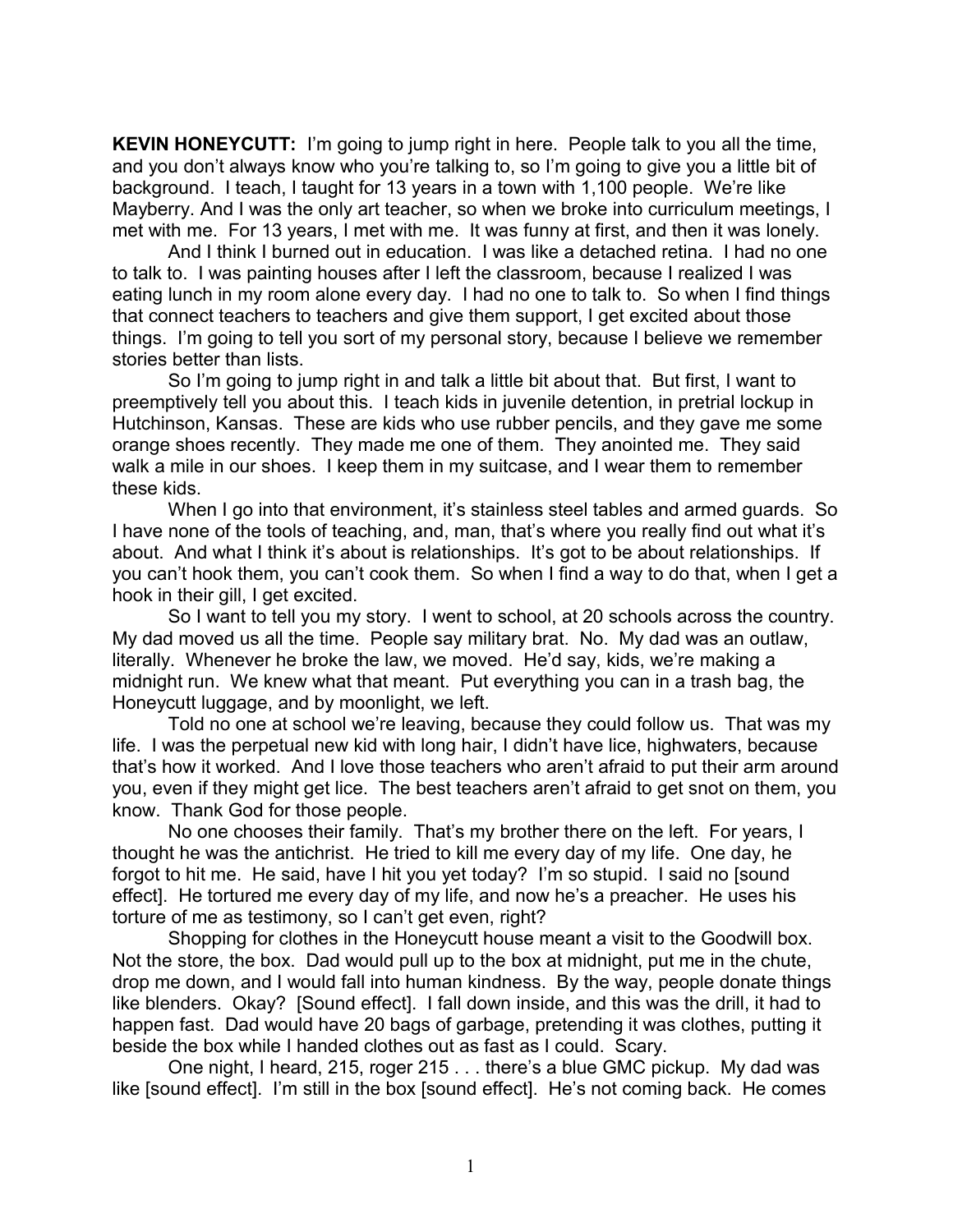**KEVIN HONEYCUTT:** I'm going to jump right in here. People talk to you all the time, and you don't always know who you're talking to, so I'm going to give you a little bit of background. I teach, I taught for 13 years in a town with 1,100 people. We're like Mayberry. And I was the only art teacher, so when we broke into curriculum meetings, I met with me. For 13 years, I met with me. It was funny at first, and then it was lonely.

And I think I burned out in education. I was like a detached retina. I had no one to talk to. I was painting houses after I left the classroom, because I realized I was eating lunch in my room alone every day. I had no one to talk to. So when I find things that connect teachers to teachers and give them support, I get excited about those things. I'm going to tell you sort of my personal story, because I believe we remember stories better than lists.

So I'm going to jump right in and talk a little bit about that. But first, I want to preemptively tell you about this. I teach kids in juvenile detention, in pretrial lockup in Hutchinson, Kansas. These are kids who use rubber pencils, and they gave me some orange shoes recently. They made me one of them. They anointed me. They said walk a mile in our shoes. I keep them in my suitcase, and I wear them to remember these kids.

When I go into that environment, it's stainless steel tables and armed guards. So I have none of the tools of teaching, and, man, that's where you really find out what it's about. And what I think it's about is relationships. It's got to be about relationships. If you can't hook them, you can't cook them. So when I find a way to do that, when I get a hook in their gill, I get excited.

So I want to tell you my story. I went to school, at 20 schools across the country. My dad moved us all the time. People say military brat. No. My dad was an outlaw, literally. Whenever he broke the law, we moved. He'd say, kids, we're making a midnight run. We knew what that meant. Put everything you can in a trash bag, the Honeycutt luggage, and by moonlight, we left.

Told no one at school we're leaving, because they could follow us. That was my life. I was the perpetual new kid with long hair, I didn't have lice, highwaters, because that's how it worked. And I love those teachers who aren't afraid to put their arm around you, even if they might get lice. The best teachers aren't afraid to get snot on them, you know. Thank God for those people.

No one chooses their family. That's my brother there on the left. For years, I thought he was the antichrist. He tried to kill me every day of my life. One day, he forgot to hit me. He said, have I hit you yet today? I'm so stupid. I said no [sound effect]. He tortured me every day of my life, and now he's a preacher. He uses his torture of me as testimony, so I can't get even, right?

Shopping for clothes in the Honeycutt house meant a visit to the Goodwill box. Not the store, the box. Dad would pull up to the box at midnight, put me in the chute, drop me down, and I would fall into human kindness. By the way, people donate things like blenders. Okay? [Sound effect]. I fall down inside, and this was the drill, it had to happen fast. Dad would have 20 bags of garbage, pretending it was clothes, putting it beside the box while I handed clothes out as fast as I could. Scary.

One night, I heard, 215, roger 215 . . . there's a blue GMC pickup. My dad was like [sound effect]. I'm still in the box [sound effect]. He's not coming back. He comes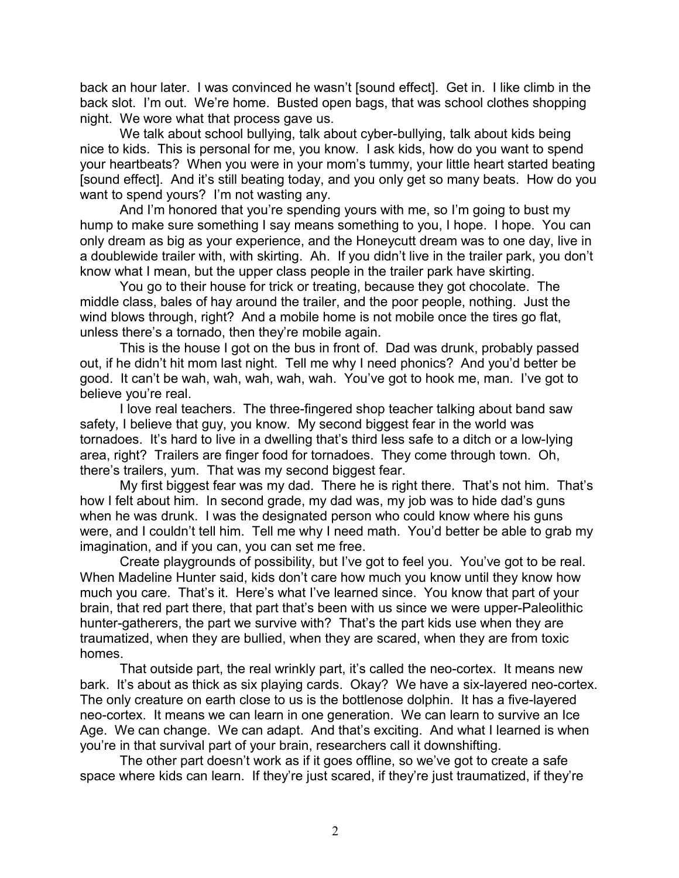back an hour later. I was convinced he wasn't [sound effect]. Get in. I like climb in the back slot. I'm out. We're home. Busted open bags, that was school clothes shopping night. We wore what that process gave us.

We talk about school bullying, talk about cyber-bullying, talk about kids being nice to kids. This is personal for me, you know. I ask kids, how do you want to spend your heartbeats? When you were in your mom's tummy, your little heart started beating [sound effect]. And it's still beating today, and you only get so many beats. How do you want to spend yours? I'm not wasting any.

And I'm honored that you're spending yours with me, so I'm going to bust my hump to make sure something I say means something to you, I hope. I hope. You can only dream as big as your experience, and the Honeycutt dream was to one day, live in a doublewide trailer with, with skirting. Ah. If you didn't live in the trailer park, you don't know what I mean, but the upper class people in the trailer park have skirting.

You go to their house for trick or treating, because they got chocolate. The middle class, bales of hay around the trailer, and the poor people, nothing. Just the wind blows through, right? And a mobile home is not mobile once the tires go flat, unless there's a tornado, then they're mobile again.

This is the house I got on the bus in front of. Dad was drunk, probably passed out, if he didn't hit mom last night. Tell me why I need phonics? And you'd better be good. It can't be wah, wah, wah, wah, wah. You've got to hook me, man. I've got to believe you're real.

I love real teachers. The three-fingered shop teacher talking about band saw safety, I believe that guy, you know. My second biggest fear in the world was tornadoes. It's hard to live in a dwelling that's third less safe to a ditch or a low-lying area, right? Trailers are finger food for tornadoes. They come through town. Oh, there's trailers, yum. That was my second biggest fear.

My first biggest fear was my dad. There he is right there. That's not him. That's how I felt about him. In second grade, my dad was, my job was to hide dad's guns when he was drunk. I was the designated person who could know where his guns were, and I couldn't tell him. Tell me why I need math. You'd better be able to grab my imagination, and if you can, you can set me free.

Create playgrounds of possibility, but I've got to feel you. You've got to be real. When Madeline Hunter said, kids don't care how much you know until they know how much you care. That's it. Here's what I've learned since. You know that part of your brain, that red part there, that part that's been with us since we were upper-Paleolithic hunter-gatherers, the part we survive with? That's the part kids use when they are traumatized, when they are bullied, when they are scared, when they are from toxic homes.

That outside part, the real wrinkly part, it's called the neo-cortex. It means new bark. It's about as thick as six playing cards. Okay? We have a six-layered neo-cortex. The only creature on earth close to us is the bottlenose dolphin. It has a five-layered neo-cortex. It means we can learn in one generation. We can learn to survive an Ice Age. We can change. We can adapt. And that's exciting. And what I learned is when you're in that survival part of your brain, researchers call it downshifting.

The other part doesn't work as if it goes offline, so we've got to create a safe space where kids can learn. If they're just scared, if they're just traumatized, if they're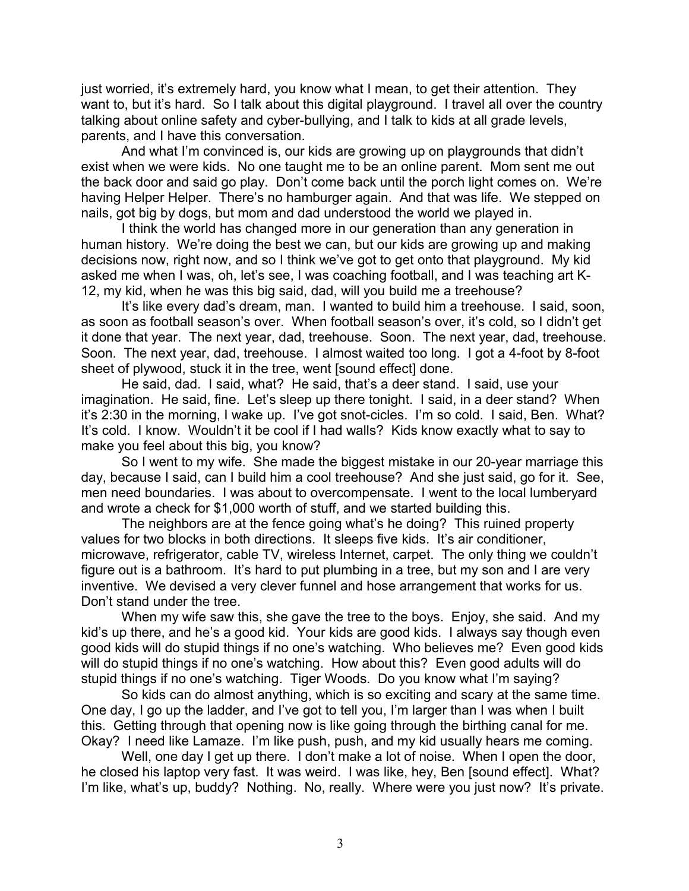just worried, it's extremely hard, you know what I mean, to get their attention. They want to, but it's hard. So I talk about this digital playground. I travel all over the country talking about online safety and cyber-bullying, and I talk to kids at all grade levels, parents, and I have this conversation.

And what I'm convinced is, our kids are growing up on playgrounds that didn't exist when we were kids. No one taught me to be an online parent. Mom sent me out the back door and said go play. Don't come back until the porch light comes on. We're having Helper Helper. There's no hamburger again. And that was life. We stepped on nails, got big by dogs, but mom and dad understood the world we played in.

I think the world has changed more in our generation than any generation in human history. We're doing the best we can, but our kids are growing up and making decisions now, right now, and so I think we've got to get onto that playground. My kid asked me when I was, oh, let's see, I was coaching football, and I was teaching art K-12, my kid, when he was this big said, dad, will you build me a treehouse?

It's like every dad's dream, man. I wanted to build him a treehouse. I said, soon, as soon as football season's over. When football season's over, it's cold, so I didn't get it done that year. The next year, dad, treehouse. Soon. The next year, dad, treehouse. Soon. The next year, dad, treehouse. I almost waited too long. I got a 4-foot by 8-foot sheet of plywood, stuck it in the tree, went [sound effect] done.

He said, dad. I said, what? He said, that's a deer stand. I said, use your imagination. He said, fine. Let's sleep up there tonight. I said, in a deer stand? When it's 2:30 in the morning, I wake up. I've got snot-cicles. I'm so cold. I said, Ben. What? It's cold. I know. Wouldn't it be cool if I had walls? Kids know exactly what to say to make you feel about this big, you know?

So I went to my wife. She made the biggest mistake in our 20-year marriage this day, because I said, can I build him a cool treehouse? And she just said, go for it. See, men need boundaries. I was about to overcompensate. I went to the local lumberyard and wrote a check for $1,000 worth of stuff, and we started building this.

The neighbors are at the fence going what's he doing? This ruined property values for two blocks in both directions. It sleeps five kids. It's air conditioner, microwave, refrigerator, cable TV, wireless Internet, carpet. The only thing we couldn't figure out is a bathroom. It's hard to put plumbing in a tree, but my son and I are very inventive. We devised a very clever funnel and hose arrangement that works for us. Don't stand under the tree.

When my wife saw this, she gave the tree to the boys. Enjoy, she said. And my kid's up there, and he's a good kid. Your kids are good kids. I always say though even good kids will do stupid things if no one's watching. Who believes me? Even good kids will do stupid things if no one's watching. How about this? Even good adults will do stupid things if no one's watching. Tiger Woods. Do you know what I'm saying?

So kids can do almost anything, which is so exciting and scary at the same time. One day, I go up the ladder, and I've got to tell you, I'm larger than I was when I built this. Getting through that opening now is like going through the birthing canal for me. Okay? I need like Lamaze. I'm like push, push, and my kid usually hears me coming.

Well, one day I get up there. I don't make a lot of noise. When I open the door, he closed his laptop very fast. It was weird. I was like, hey, Ben [sound effect]. What? I'm like, what's up, buddy? Nothing. No, really. Where were you just now? It's private.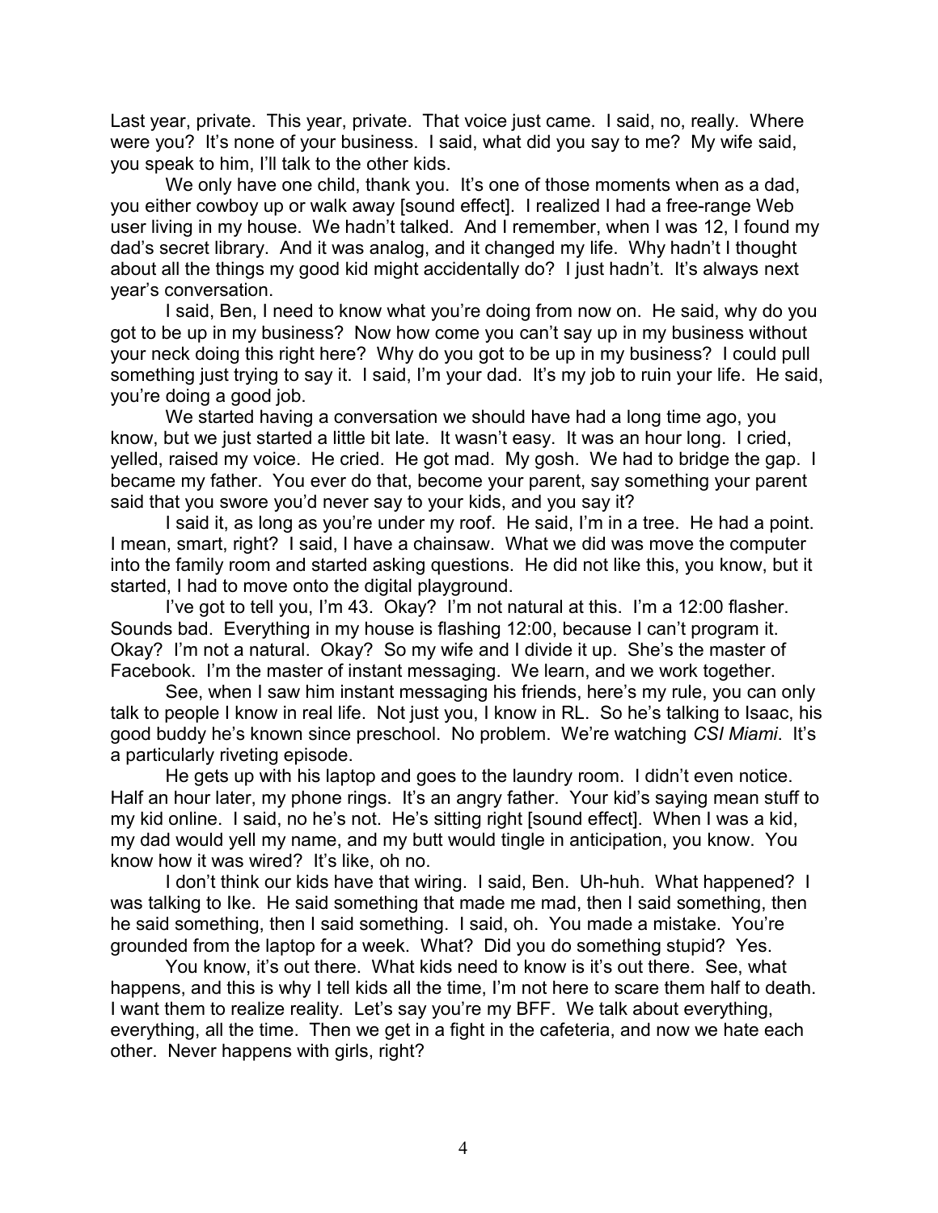Last year, private. This year, private. That voice just came. I said, no, really. Where were you? It's none of your business. I said, what did you say to me? My wife said, you speak to him, I'll talk to the other kids.

We only have one child, thank you. It's one of those moments when as a dad, you either cowboy up or walk away [sound effect]. I realized I had a free-range Web user living in my house. We hadn't talked. And I remember, when I was 12, I found my dad's secret library. And it was analog, and it changed my life. Why hadn't I thought about all the things my good kid might accidentally do? I just hadn't. It's always next year's conversation.

I said, Ben, I need to know what you're doing from now on. He said, why do you got to be up in my business? Now how come you can't say up in my business without your neck doing this right here? Why do you got to be up in my business? I could pull something just trying to say it. I said, I'm your dad. It's my job to ruin your life. He said, you're doing a good job.

We started having a conversation we should have had a long time ago, you know, but we just started a little bit late. It wasn't easy. It was an hour long. I cried, yelled, raised my voice. He cried. He got mad. My gosh. We had to bridge the gap. I became my father. You ever do that, become your parent, say something your parent said that you swore you'd never say to your kids, and you say it?

I said it, as long as you're under my roof. He said, I'm in a tree. He had a point. I mean, smart, right? I said, I have a chainsaw. What we did was move the computer into the family room and started asking questions. He did not like this, you know, but it started, I had to move onto the digital playground.

I've got to tell you, I'm 43. Okay? I'm not natural at this. I'm a 12:00 flasher. Sounds bad. Everything in my house is flashing 12:00, because I can't program it. Okay? I'm not a natural. Okay? So my wife and I divide it up. She's the master of Facebook. I'm the master of instant messaging. We learn, and we work together.

See, when I saw him instant messaging his friends, here's my rule, you can only talk to people I know in real life. Not just you, I know in RL. So he's talking to Isaac, his good buddy he's known since preschool. No problem. We're watching *CSI Miami*. It's a particularly riveting episode.

He gets up with his laptop and goes to the laundry room. I didn't even notice. Half an hour later, my phone rings. It's an angry father. Your kid's saying mean stuff to my kid online. I said, no he's not. He's sitting right [sound effect]. When I was a kid, my dad would yell my name, and my butt would tingle in anticipation, you know. You know how it was wired? It's like, oh no.

I don't think our kids have that wiring. I said, Ben. Uh-huh. What happened? I was talking to Ike. He said something that made me mad, then I said something, then he said something, then I said something. I said, oh. You made a mistake. You're grounded from the laptop for a week. What? Did you do something stupid? Yes.

You know, it's out there. What kids need to know is it's out there. See, what happens, and this is why I tell kids all the time, I'm not here to scare them half to death. I want them to realize reality. Let's say you're my BFF. We talk about everything, everything, all the time. Then we get in a fight in the cafeteria, and now we hate each other. Never happens with girls, right?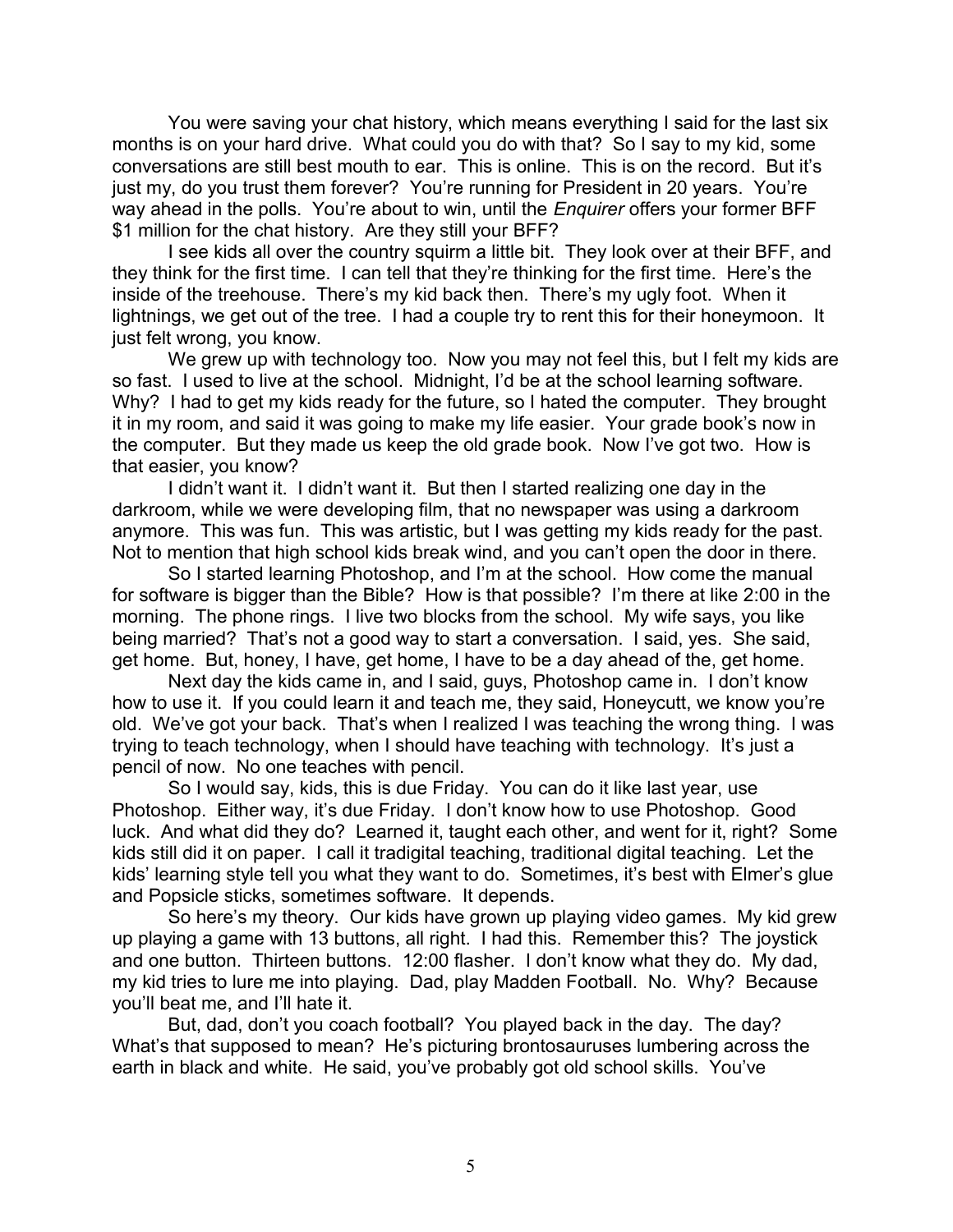You were saving your chat history, which means everything I said for the last six months is on your hard drive. What could you do with that? So I say to my kid, some conversations are still best mouth to ear. This is online. This is on the record. But it's just my, do you trust them forever? You're running for President in 20 years. You're way ahead in the polls. You're about to win, until the *Enquirer* offers your former BFF $1 million for the chat history. Are they still your BFF?

I see kids all over the country squirm a little bit. They look over at their BFF, and they think for the first time. I can tell that they're thinking for the first time. Here's the inside of the treehouse. There's my kid back then. There's my ugly foot. When it lightnings, we get out of the tree. I had a couple try to rent this for their honeymoon. It just felt wrong, you know.

We grew up with technology too. Now you may not feel this, but I felt my kids are so fast. I used to live at the school. Midnight, I'd be at the school learning software. Why? I had to get my kids ready for the future, so I hated the computer. They brought it in my room, and said it was going to make my life easier. Your grade book's now in the computer. But they made us keep the old grade book. Now I've got two. How is that easier, you know?

I didn't want it. I didn't want it. But then I started realizing one day in the darkroom, while we were developing film, that no newspaper was using a darkroom anymore. This was fun. This was artistic, but I was getting my kids ready for the past. Not to mention that high school kids break wind, and you can't open the door in there.

So I started learning Photoshop, and I'm at the school. How come the manual for software is bigger than the Bible? How is that possible? I'm there at like 2:00 in the morning. The phone rings. I live two blocks from the school. My wife says, you like being married? That's not a good way to start a conversation. I said, yes. She said, get home. But, honey, I have, get home, I have to be a day ahead of the, get home.

Next day the kids came in, and I said, guys, Photoshop came in. I don't know how to use it. If you could learn it and teach me, they said, Honeycutt, we know you're old. We've got your back. That's when I realized I was teaching the wrong thing. I was trying to teach technology, when I should have teaching with technology. It's just a pencil of now. No one teaches with pencil.

So I would say, kids, this is due Friday. You can do it like last year, use Photoshop. Either way, it's due Friday. I don't know how to use Photoshop. Good luck. And what did they do? Learned it, taught each other, and went for it, right? Some kids still did it on paper. I call it tradigital teaching, traditional digital teaching. Let the kids' learning style tell you what they want to do. Sometimes, it's best with Elmer's glue and Popsicle sticks, sometimes software. It depends.

So here's my theory. Our kids have grown up playing video games. My kid grew up playing a game with 13 buttons, all right. I had this. Remember this? The joystick and one button. Thirteen buttons. 12:00 flasher. I don't know what they do. My dad, my kid tries to lure me into playing. Dad, play Madden Football. No. Why? Because you'll beat me, and I'll hate it.

But, dad, don't you coach football? You played back in the day. The day? What's that supposed to mean? He's picturing brontosauruses lumbering across the earth in black and white. He said, you've probably got old school skills. You've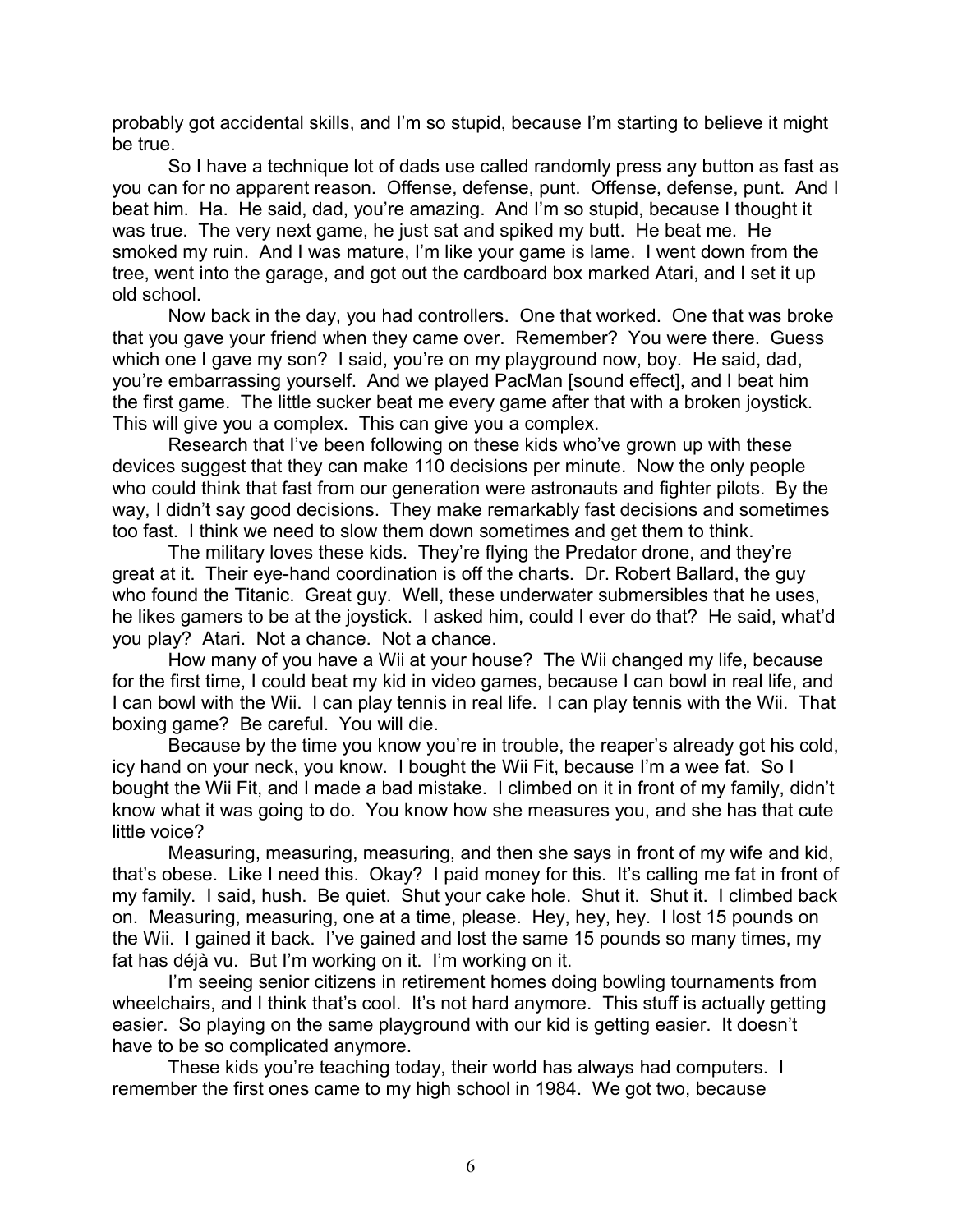probably got accidental skills, and I'm so stupid, because I'm starting to believe it might be true.

So I have a technique lot of dads use called randomly press any button as fast as you can for no apparent reason. Offense, defense, punt. Offense, defense, punt. And I beat him. Ha. He said, dad, you're amazing. And I'm so stupid, because I thought it was true. The very next game, he just sat and spiked my butt. He beat me. He smoked my ruin. And I was mature, I'm like your game is lame. I went down from the tree, went into the garage, and got out the cardboard box marked Atari, and I set it up old school.

Now back in the day, you had controllers. One that worked. One that was broke that you gave your friend when they came over. Remember? You were there. Guess which one I gave my son? I said, you're on my playground now, boy. He said, dad, you're embarrassing yourself. And we played PacMan [sound effect], and I beat him the first game. The little sucker beat me every game after that with a broken joystick. This will give you a complex. This can give you a complex.

Research that I've been following on these kids who've grown up with these devices suggest that they can make 110 decisions per minute. Now the only people who could think that fast from our generation were astronauts and fighter pilots. By the way, I didn't say good decisions. They make remarkably fast decisions and sometimes too fast. I think we need to slow them down sometimes and get them to think.

The military loves these kids. They're flying the Predator drone, and they're great at it. Their eye-hand coordination is off the charts. Dr. Robert Ballard, the guy who found the Titanic. Great guy. Well, these underwater submersibles that he uses, he likes gamers to be at the joystick. I asked him, could I ever do that? He said, what'd you play? Atari. Not a chance. Not a chance.

How many of you have a Wii at your house? The Wii changed my life, because for the first time, I could beat my kid in video games, because I can bowl in real life, and I can bowl with the Wii. I can play tennis in real life. I can play tennis with the Wii. That boxing game? Be careful. You will die.

Because by the time you know you're in trouble, the reaper's already got his cold, icy hand on your neck, you know. I bought the Wii Fit, because I'm a wee fat. So I bought the Wii Fit, and I made a bad mistake. I climbed on it in front of my family, didn't know what it was going to do. You know how she measures you, and she has that cute little voice?

Measuring, measuring, measuring, and then she says in front of my wife and kid, that's obese. Like I need this. Okay? I paid money for this. It's calling me fat in front of my family. I said, hush. Be quiet. Shut your cake hole. Shut it. Shut it. I climbed back on. Measuring, measuring, one at a time, please. Hey, hey, hey. I lost 15 pounds on the Wii. I gained it back. I've gained and lost the same 15 pounds so many times, my fat has déjà vu. But I'm working on it. I'm working on it.

I'm seeing senior citizens in retirement homes doing bowling tournaments from wheelchairs, and I think that's cool. It's not hard anymore. This stuff is actually getting easier. So playing on the same playground with our kid is getting easier. It doesn't have to be so complicated anymore.

These kids you're teaching today, their world has always had computers. I remember the first ones came to my high school in 1984. We got two, because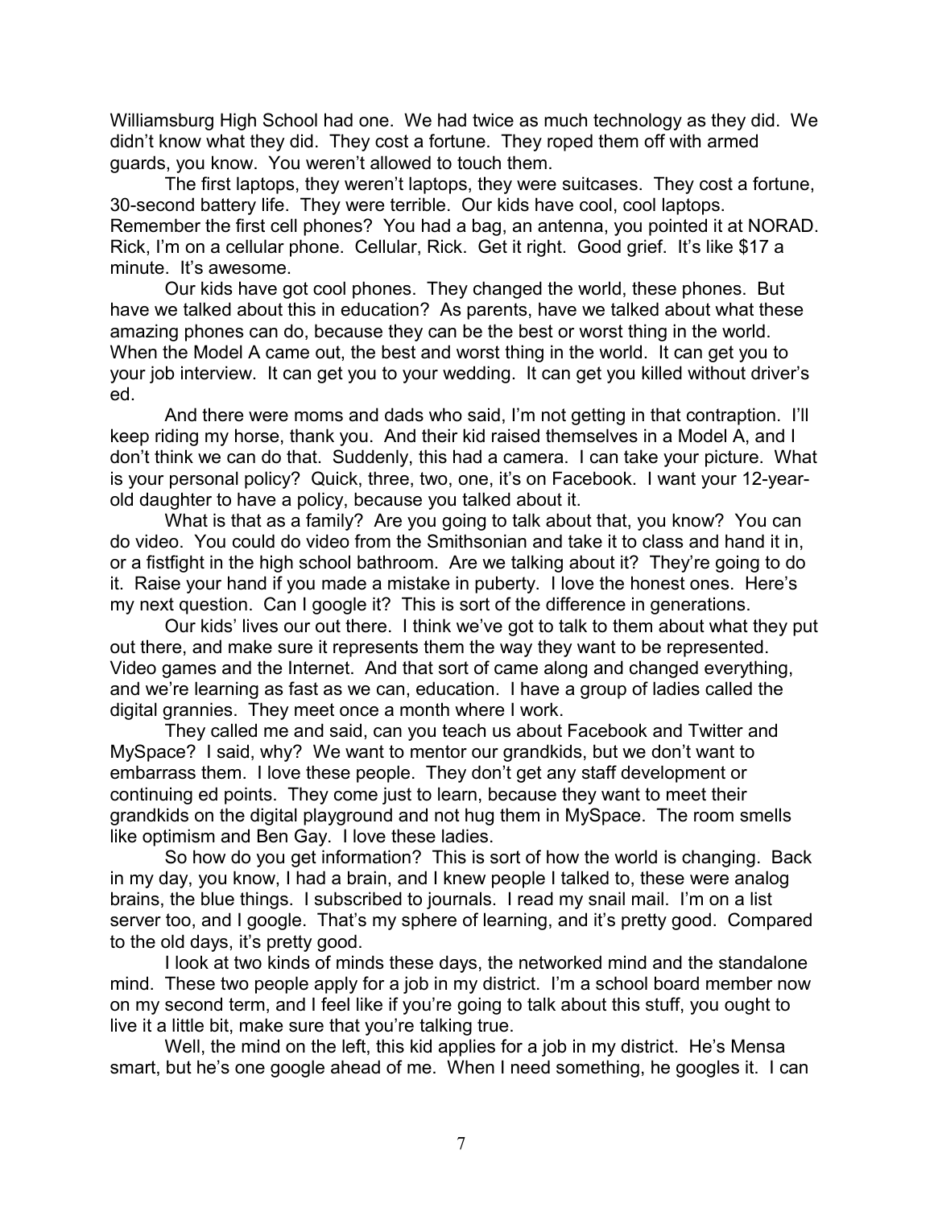Williamsburg High School had one. We had twice as much technology as they did. We didn't know what they did. They cost a fortune. They roped them off with armed guards, you know. You weren't allowed to touch them.

The first laptops, they weren't laptops, they were suitcases. They cost a fortune, 30-second battery life. They were terrible. Our kids have cool, cool laptops. Remember the first cell phones? You had a bag, an antenna, you pointed it at NORAD. Rick, I'm on a cellular phone. Cellular, Rick. Get it right. Good grief. It's like $17 a minute. It's awesome.

Our kids have got cool phones. They changed the world, these phones. But have we talked about this in education? As parents, have we talked about what these amazing phones can do, because they can be the best or worst thing in the world. When the Model A came out, the best and worst thing in the world. It can get you to your job interview. It can get you to your wedding. It can get you killed without driver's ed.

And there were moms and dads who said, I'm not getting in that contraption. I'll keep riding my horse, thank you. And their kid raised themselves in a Model A, and I don't think we can do that. Suddenly, this had a camera. I can take your picture. What is your personal policy? Quick, three, two, one, it's on Facebook. I want your 12-year-old daughter to have a policy, because you talked about it.

What is that as a family? Are you going to talk about that, you know? You can do video. You could do video from the Smithsonian and take it to class and hand it in, or a fistfight in the high school bathroom. Are we talking about it? They're going to do it. Raise your hand if you made a mistake in puberty. I love the honest ones. Here's my next question. Can I google it? This is sort of the difference in generations.

Our kids' lives our out there. I think we've got to talk to them about what they put out there, and make sure it represents them the way they want to be represented. Video games and the Internet. And that sort of came along and changed everything, and we're learning as fast as we can, education. I have a group of ladies called the digital grannies. They meet once a month where I work.

They called me and said, can you teach us about Facebook and Twitter and MySpace? I said, why? We want to mentor our grandkids, but we don't want to embarrass them. I love these people. They don't get any staff development or continuing ed points. They come just to learn, because they want to meet their grandkids on the digital playground and not hug them in MySpace. The room smells like optimism and Ben Gay. I love these ladies.

So how do you get information? This is sort of how the world is changing. Back in my day, you know, I had a brain, and I knew people I talked to, these were analog brains, the blue things. I subscribed to journals. I read my snail mail. I'm on a list server too, and I google. That's my sphere of learning, and it's pretty good. Compared to the old days, it's pretty good.

I look at two kinds of minds these days, the networked mind and the standalone mind. These two people apply for a job in my district. I'm a school board member now on my second term, and I feel like if you're going to talk about this stuff, you ought to live it a little bit, make sure that you're talking true.

Well, the mind on the left, this kid applies for a job in my district. He's Mensa smart, but he's one google ahead of me. When I need something, he googles it. I can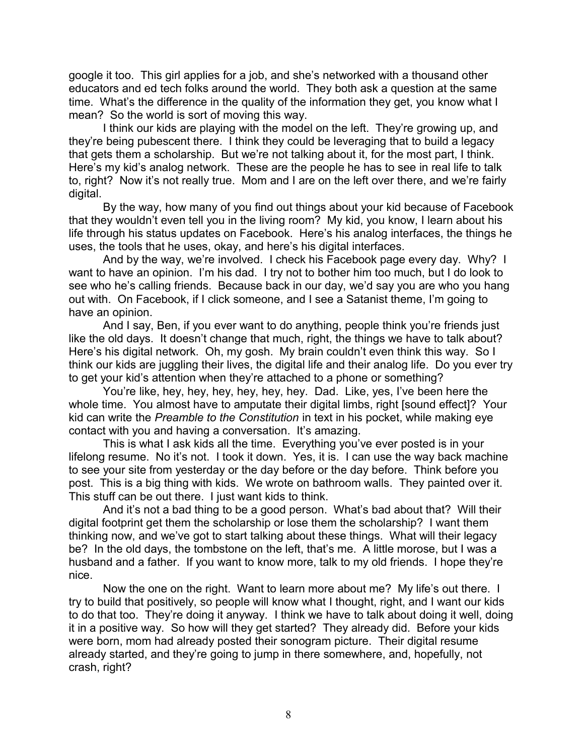google it too. This girl applies for a job, and she's networked with a thousand other educators and ed tech folks around the world. They both ask a question at the same time. What's the difference in the quality of the information they get, you know what I mean? So the world is sort of moving this way.

I think our kids are playing with the model on the left. They're growing up, and they're being pubescent there. I think they could be leveraging that to build a legacy that gets them a scholarship. But we're not talking about it, for the most part, I think. Here's my kid's analog network. These are the people he has to see in real life to talk to, right? Now it's not really true. Mom and I are on the left over there, and we're fairly digital.

By the way, how many of you find out things about your kid because of Facebook that they wouldn't even tell you in the living room? My kid, you know, I learn about his life through his status updates on Facebook. Here's his analog interfaces, the things he uses, the tools that he uses, okay, and here's his digital interfaces.

And by the way, we're involved. I check his Facebook page every day. Why? I want to have an opinion. I'm his dad. I try not to bother him too much, but I do look to see who he's calling friends. Because back in our day, we'd say you are who you hang out with. On Facebook, if I click someone, and I see a Satanist theme, I'm going to have an opinion.

And I say, Ben, if you ever want to do anything, people think you're friends just like the old days. It doesn't change that much, right, the things we have to talk about? Here's his digital network. Oh, my gosh. My brain couldn't even think this way. So I think our kids are juggling their lives, the digital life and their analog life. Do you ever try to get your kid's attention when they're attached to a phone or something?

You're like, hey, hey, hey, hey, hey, hey. Dad. Like, yes, I've been here the whole time. You almost have to amputate their digital limbs, right [sound effect]? Your kid can write the *Preamble to the Constitution* in text in his pocket, while making eye contact with you and having a conversation. It's amazing.

This is what I ask kids all the time. Everything you've ever posted is in your lifelong resume. No it's not. I took it down. Yes, it is. I can use the way back machine to see your site from yesterday or the day before or the day before. Think before you post. This is a big thing with kids. We wrote on bathroom walls. They painted over it. This stuff can be out there. I just want kids to think.

And it's not a bad thing to be a good person. What's bad about that? Will their digital footprint get them the scholarship or lose them the scholarship? I want them thinking now, and we've got to start talking about these things. What will their legacy be? In the old days, the tombstone on the left, that's me. A little morose, but I was a husband and a father. If you want to know more, talk to my old friends. I hope they're nice.

Now the one on the right. Want to learn more about me? My life's out there. I try to build that positively, so people will know what I thought, right, and I want our kids to do that too. They're doing it anyway. I think we have to talk about doing it well, doing it in a positive way. So how will they get started? They already did. Before your kids were born, mom had already posted their sonogram picture. Their digital resume already started, and they're going to jump in there somewhere, and, hopefully, not crash, right?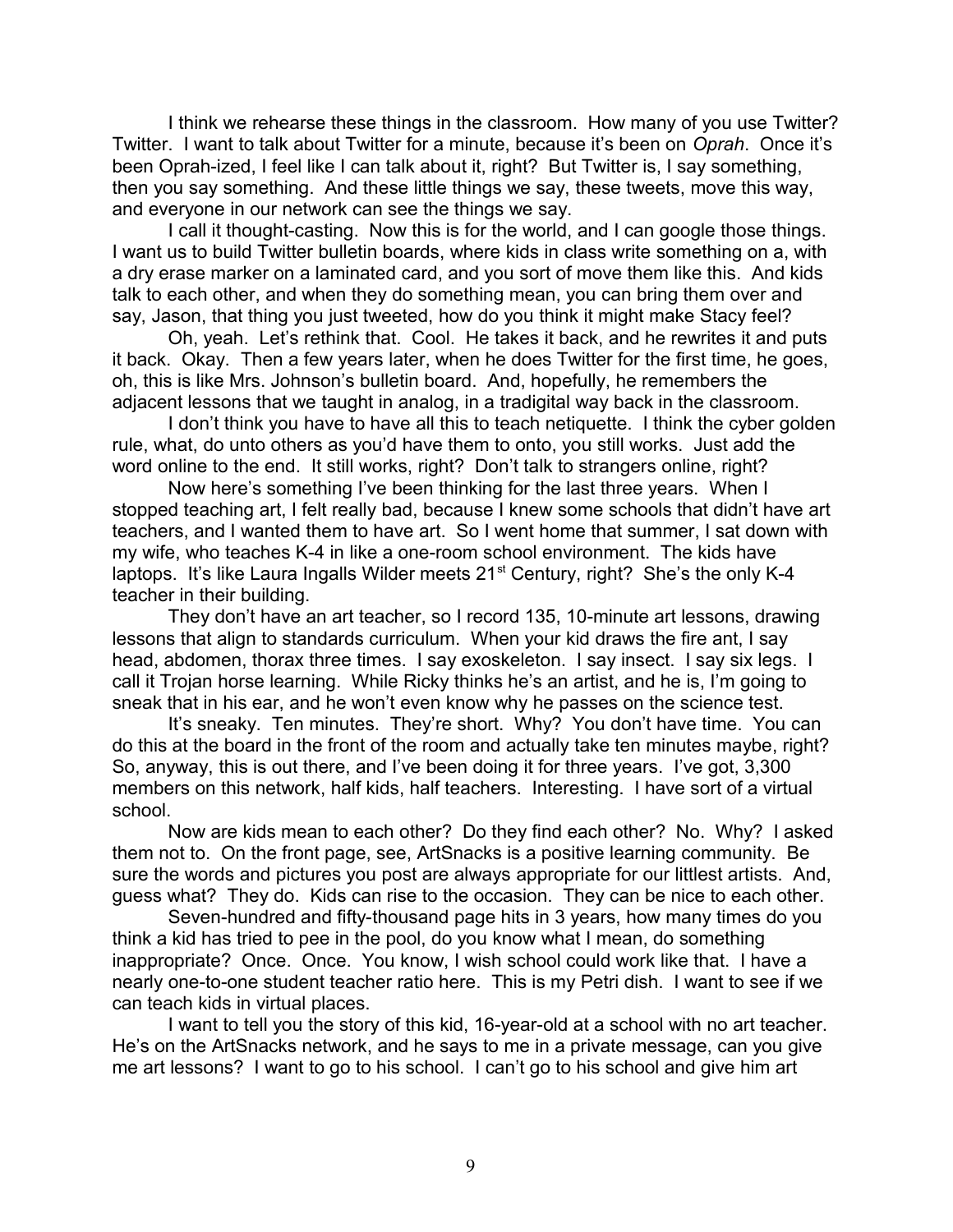I think we rehearse these things in the classroom. How many of you use Twitter? Twitter. I want to talk about Twitter for a minute, because it's been on *Oprah*. Once it's been Oprah-ized, I feel like I can talk about it, right? But Twitter is, I say something, then you say something. And these little things we say, these tweets, move this way, and everyone in our network can see the things we say.

I call it thought-casting. Now this is for the world, and I can google those things. I want us to build Twitter bulletin boards, where kids in class write something on a, with a dry erase marker on a laminated card, and you sort of move them like this. And kids talk to each other, and when they do something mean, you can bring them over and say, Jason, that thing you just tweeted, how do you think it might make Stacy feel?

Oh, yeah. Let's rethink that. Cool. He takes it back, and he rewrites it and puts it back. Okay. Then a few years later, when he does Twitter for the first time, he goes, oh, this is like Mrs. Johnson's bulletin board. And, hopefully, he remembers the adjacent lessons that we taught in analog, in a tradigital way back in the classroom.

I don't think you have to have all this to teach netiquette. I think the cyber golden rule, what, do unto others as you'd have them to onto, you still works. Just add the word online to the end. It still works, right? Don't talk to strangers online, right?

Now here's something I've been thinking for the last three years. When I stopped teaching art, I felt really bad, because I knew some schools that didn't have art teachers, and I wanted them to have art. So I went home that summer, I sat down with my wife, who teaches K-4 in like a one-room school environment. The kids have laptops. It's like Laura Ingalls Wilder meets 21st Century, right? She's the only K-4 teacher in their building.

They don't have an art teacher, so I record 135, 10-minute art lessons, drawing lessons that align to standards curriculum. When your kid draws the fire ant, I say head, abdomen, thorax three times. I say exoskeleton. I say insect. I say six legs. I call it Trojan horse learning. While Ricky thinks he's an artist, and he is, I'm going to sneak that in his ear, and he won't even know why he passes on the science test.

It's sneaky. Ten minutes. They're short. Why? You don't have time. You can do this at the board in the front of the room and actually take ten minutes maybe, right? So, anyway, this is out there, and I've been doing it for three years. I've got, 3,300 members on this network, half kids, half teachers. Interesting. I have sort of a virtual school.

Now are kids mean to each other? Do they find each other? No. Why? I asked them not to. On the front page, see, ArtSnacks is a positive learning community. Be sure the words and pictures you post are always appropriate for our littlest artists. And, guess what? They do. Kids can rise to the occasion. They can be nice to each other.

Seven-hundred and fifty-thousand page hits in 3 years, how many times do you think a kid has tried to pee in the pool, do you know what I mean, do something inappropriate? Once. Once. You know, I wish school could work like that. I have a nearly one-to-one student teacher ratio here. This is my Petri dish. I want to see if we can teach kids in virtual places.

I want to tell you the story of this kid, 16-year-old at a school with no art teacher. He's on the ArtSnacks network, and he says to me in a private message, can you give me art lessons? I want to go to his school. I can't go to his school and give him art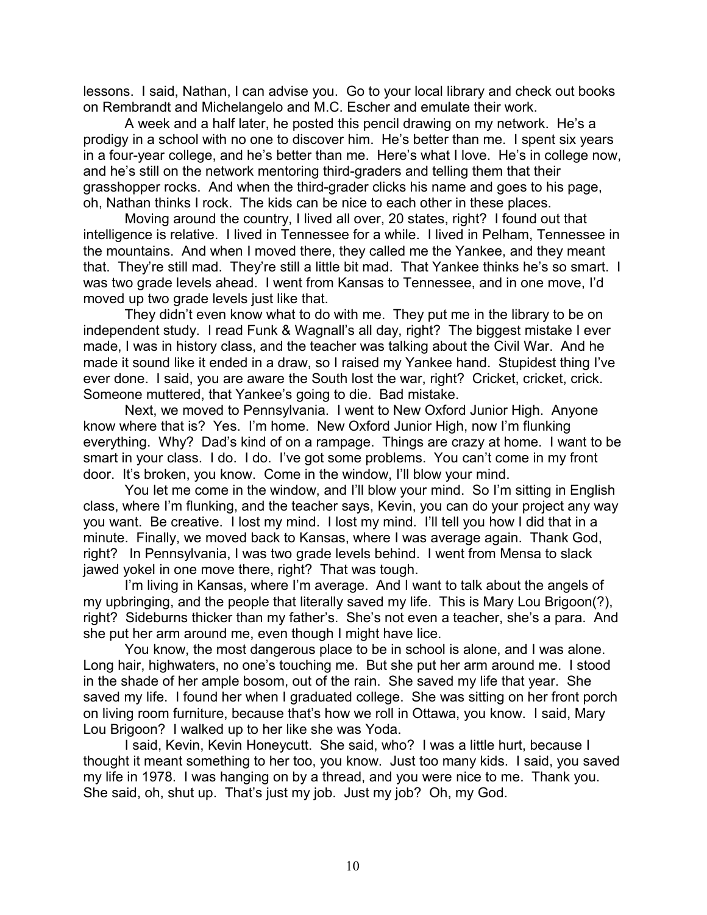lessons. I said, Nathan, I can advise you. Go to your local library and check out books on Rembrandt and Michelangelo and M.C. Escher and emulate their work.

A week and a half later, he posted this pencil drawing on my network. He's a prodigy in a school with no one to discover him. He's better than me. I spent six years in a four-year college, and he's better than me. Here's what I love. He's in college now, and he's still on the network mentoring third-graders and telling them that their grasshopper rocks. And when the third-grader clicks his name and goes to his page, oh, Nathan thinks I rock. The kids can be nice to each other in these places.

Moving around the country, I lived all over, 20 states, right? I found out that intelligence is relative. I lived in Tennessee for a while. I lived in Pelham, Tennessee in the mountains. And when I moved there, they called me the Yankee, and they meant that. They're still mad. They're still a little bit mad. That Yankee thinks he's so smart. I was two grade levels ahead. I went from Kansas to Tennessee, and in one move, I'd moved up two grade levels just like that.

They didn't even know what to do with me. They put me in the library to be on independent study. I read Funk & Wagnall's all day, right? The biggest mistake I ever made, I was in history class, and the teacher was talking about the Civil War. And he made it sound like it ended in a draw, so I raised my Yankee hand. Stupidest thing I've ever done. I said, you are aware the South lost the war, right? Cricket, cricket, crick. Someone muttered, that Yankee's going to die. Bad mistake.

Next, we moved to Pennsylvania. I went to New Oxford Junior High. Anyone know where that is? Yes. I'm home. New Oxford Junior High, now I'm flunking everything. Why? Dad's kind of on a rampage. Things are crazy at home. I want to be smart in your class. I do. I do. I've got some problems. You can't come in my front door. It's broken, you know. Come in the window, I'll blow your mind.

You let me come in the window, and I'll blow your mind. So I'm sitting in English class, where I'm flunking, and the teacher says, Kevin, you can do your project any way you want. Be creative. I lost my mind. I lost my mind. I'll tell you how I did that in a minute. Finally, we moved back to Kansas, where I was average again. Thank God, right? In Pennsylvania, I was two grade levels behind. I went from Mensa to slack jawed yokel in one move there, right? That was tough.

I'm living in Kansas, where I'm average. And I want to talk about the angels of my upbringing, and the people that literally saved my life. This is Mary Lou Brigoon(?), right? Sideburns thicker than my father's. She's not even a teacher, she's a para. And she put her arm around me, even though I might have lice.

You know, the most dangerous place to be in school is alone, and I was alone. Long hair, highwaters, no one's touching me. But she put her arm around me. I stood in the shade of her ample bosom, out of the rain. She saved my life that year. She saved my life. I found her when I graduated college. She was sitting on her front porch on living room furniture, because that's how we roll in Ottawa, you know. I said, Mary Lou Brigoon? I walked up to her like she was Yoda.

I said, Kevin, Kevin Honeycutt. She said, who? I was a little hurt, because I thought it meant something to her too, you know. Just too many kids. I said, you saved my life in 1978. I was hanging on by a thread, and you were nice to me. Thank you. She said, oh, shut up. That's just my job. Just my job? Oh, my God.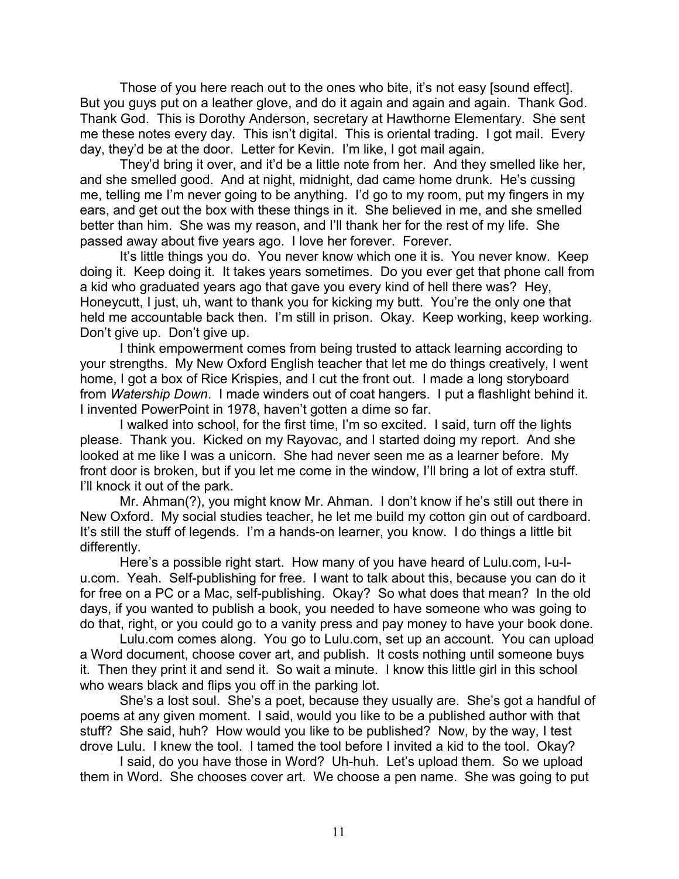Those of you here reach out to the ones who bite, it's not easy [sound effect]. But you guys put on a leather glove, and do it again and again and again. Thank God. Thank God. This is Dorothy Anderson, secretary at Hawthorne Elementary. She sent me these notes every day. This isn't digital. This is oriental trading. I got mail. Every day, they'd be at the door. Letter for Kevin. I'm like, I got mail again.

They'd bring it over, and it'd be a little note from her. And they smelled like her, and she smelled good. And at night, midnight, dad came home drunk. He's cussing me, telling me I'm never going to be anything. I'd go to my room, put my fingers in my ears, and get out the box with these things in it. She believed in me, and she smelled better than him. She was my reason, and I'll thank her for the rest of my life. She passed away about five years ago. I love her forever. Forever.

It's little things you do. You never know which one it is. You never know. Keep doing it. Keep doing it. It takes years sometimes. Do you ever get that phone call from a kid who graduated years ago that gave you every kind of hell there was? Hey, Honeycutt, I just, uh, want to thank you for kicking my butt. You're the only one that held me accountable back then. I'm still in prison. Okay. Keep working, keep working. Don't give up. Don't give up.

I think empowerment comes from being trusted to attack learning according to your strengths. My New Oxford English teacher that let me do things creatively, I went home, I got a box of Rice Krispies, and I cut the front out. I made a long storyboard from *Watership Down*. I made winders out of coat hangers. I put a flashlight behind it. I invented PowerPoint in 1978, haven't gotten a dime so far.

I walked into school, for the first time, I'm so excited. I said, turn off the lights please. Thank you. Kicked on my Rayovac, and I started doing my report. And she looked at me like I was a unicorn. She had never seen me as a learner before. My front door is broken, but if you let me come in the window, I'll bring a lot of extra stuff. I'll knock it out of the park.

Mr. Ahman(?), you might know Mr. Ahman. I don't know if he's still out there in New Oxford. My social studies teacher, he let me build my cotton gin out of cardboard. It's still the stuff of legends. I'm a hands-on learner, you know. I do things a little bit differently.

Here's a possible right start. How many of you have heard of Lulu.com, l-u-l-u.com. Yeah. Self-publishing for free. I want to talk about this, because you can do it for free on a PC or a Mac, self-publishing. Okay? So what does that mean? In the old days, if you wanted to publish a book, you needed to have someone who was going to do that, right, or you could go to a vanity press and pay money to have your book done.

Lulu.com comes along. You go to Lulu.com, set up an account. You can upload a Word document, choose cover art, and publish. It costs nothing until someone buys it. Then they print it and send it. So wait a minute. I know this little girl in this school who wears black and flips you off in the parking lot.

She's a lost soul. She's a poet, because they usually are. She's got a handful of poems at any given moment. I said, would you like to be a published author with that stuff? She said, huh? How would you like to be published? Now, by the way, I test drove Lulu. I knew the tool. I tamed the tool before I invited a kid to the tool. Okay?

I said, do you have those in Word? Uh-huh. Let's upload them. So we upload them in Word. She chooses cover art. We choose a pen name. She was going to put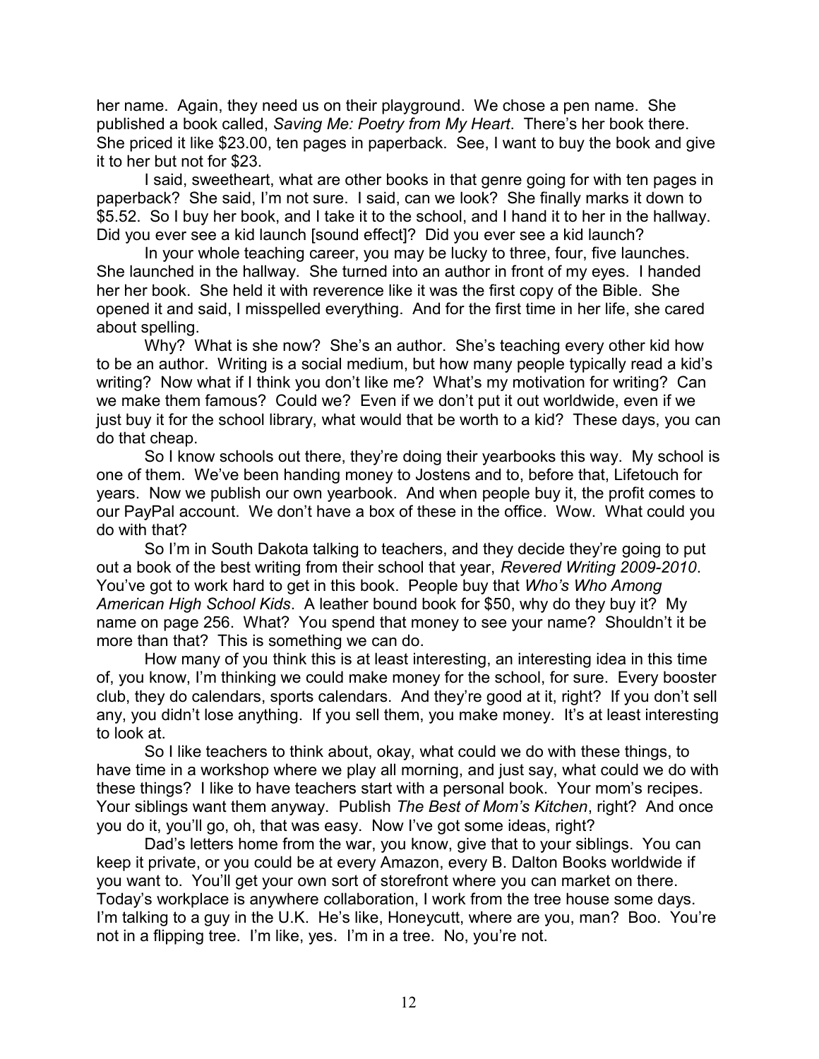her name. Again, they need us on their playground. We chose a pen name. She published a book called, *Saving Me: Poetry from My Heart*. There's her book there. She priced it like $23.00, ten pages in paperback. See, I want to buy the book and give it to her but not for $23.

I said, sweetheart, what are other books in that genre going for with ten pages in paperback? She said, I'm not sure. I said, can we look? She finally marks it down to $5.52. So I buy her book, and I take it to the school, and I hand it to her in the hallway. Did you ever see a kid launch [sound effect]? Did you ever see a kid launch?

In your whole teaching career, you may be lucky to three, four, five launches. She launched in the hallway. She turned into an author in front of my eyes. I handed her her book. She held it with reverence like it was the first copy of the Bible. She opened it and said, I misspelled everything. And for the first time in her life, she cared about spelling.

Why? What is she now? She's an author. She's teaching every other kid how to be an author. Writing is a social medium, but how many people typically read a kid's writing? Now what if I think you don't like me? What's my motivation for writing? Can we make them famous? Could we? Even if we don't put it out worldwide, even if we just buy it for the school library, what would that be worth to a kid? These days, you can do that cheap.

So I know schools out there, they're doing their yearbooks this way. My school is one of them. We've been handing money to Jostens and to, before that, Lifetouch for years. Now we publish our own yearbook. And when people buy it, the profit comes to our PayPal account. We don't have a box of these in the office. Wow. What could you do with that?

So I'm in South Dakota talking to teachers, and they decide they're going to put out a book of the best writing from their school that year, *Revered Writing 2009-2010*. You've got to work hard to get in this book. People buy that *Who's Who Among American High School Kids*. A leather bound book for $50, why do they buy it? My name on page 256. What? You spend that money to see your name? Shouldn't it be more than that? This is something we can do.

How many of you think this is at least interesting, an interesting idea in this time of, you know, I'm thinking we could make money for the school, for sure. Every booster club, they do calendars, sports calendars. And they're good at it, right? If you don't sell any, you didn't lose anything. If you sell them, you make money. It's at least interesting to look at.

So I like teachers to think about, okay, what could we do with these things, to have time in a workshop where we play all morning, and just say, what could we do with these things? I like to have teachers start with a personal book. Your mom's recipes. Your siblings want them anyway. Publish *The Best of Mom's Kitchen*, right? And once you do it, you'll go, oh, that was easy. Now I've got some ideas, right?

Dad's letters home from the war, you know, give that to your siblings. You can keep it private, or you could be at every Amazon, every B. Dalton Books worldwide if you want to. You'll get your own sort of storefront where you can market on there. Today's workplace is anywhere collaboration, I work from the tree house some days. I'm talking to a guy in the U.K. He's like, Honeycutt, where are you, man? Boo. You're not in a flipping tree. I'm like, yes. I'm in a tree. No, you're not.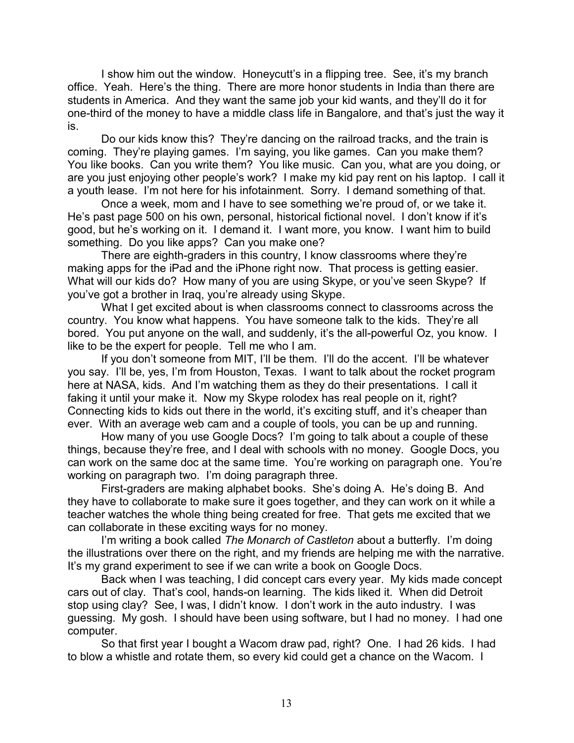I show him out the window. Honeycutt's in a flipping tree. See, it's my branch office. Yeah. Here's the thing. There are more honor students in India than there are students in America. And they want the same job your kid wants, and they'll do it for one-third of the money to have a middle class life in Bangalore, and that's just the way it is.

Do our kids know this? They're dancing on the railroad tracks, and the train is coming. They're playing games. I'm saying, you like games. Can you make them? You like books. Can you write them? You like music. Can you, what are you doing, or are you just enjoying other people's work? I make my kid pay rent on his laptop. I call it a youth lease. I'm not here for his infotainment. Sorry. I demand something of that.

Once a week, mom and I have to see something we're proud of, or we take it. He's past page 500 on his own, personal, historical fictional novel. I don't know if it's good, but he's working on it. I demand it. I want more, you know. I want him to build something. Do you like apps? Can you make one?

There are eighth-graders in this country, I know classrooms where they're making apps for the iPad and the iPhone right now. That process is getting easier. What will our kids do? How many of you are using Skype, or you've seen Skype? If you've got a brother in Iraq, you're already using Skype.

What I get excited about is when classrooms connect to classrooms across the country. You know what happens. You have someone talk to the kids. They're all bored. You put anyone on the wall, and suddenly, it's the all-powerful Oz, you know. I like to be the expert for people. Tell me who I am.

If you don't someone from MIT, I'll be them. I'll do the accent. I'll be whatever you say. I'll be, yes, I'm from Houston, Texas. I want to talk about the rocket program here at NASA, kids. And I'm watching them as they do their presentations. I call it faking it until your make it. Now my Skype rolodex has real people on it, right? Connecting kids to kids out there in the world, it's exciting stuff, and it's cheaper than ever. With an average web cam and a couple of tools, you can be up and running.

How many of you use Google Docs? I'm going to talk about a couple of these things, because they're free, and I deal with schools with no money. Google Docs, you can work on the same doc at the same time. You're working on paragraph one. You're working on paragraph two. I'm doing paragraph three.

First-graders are making alphabet books. She's doing A. He's doing B. And they have to collaborate to make sure it goes together, and they can work on it while a teacher watches the whole thing being created for free. That gets me excited that we can collaborate in these exciting ways for no money.

I'm writing a book called *The Monarch of Castleton* about a butterfly. I'm doing the illustrations over there on the right, and my friends are helping me with the narrative. It's my grand experiment to see if we can write a book on Google Docs.

Back when I was teaching, I did concept cars every year. My kids made concept cars out of clay. That's cool, hands-on learning. The kids liked it. When did Detroit stop using clay? See, I was, I didn't know. I don't work in the auto industry. I was guessing. My gosh. I should have been using software, but I had no money. I had one computer.

So that first year I bought a Wacom draw pad, right? One. I had 26 kids. I had to blow a whistle and rotate them, so every kid could get a chance on the Wacom. I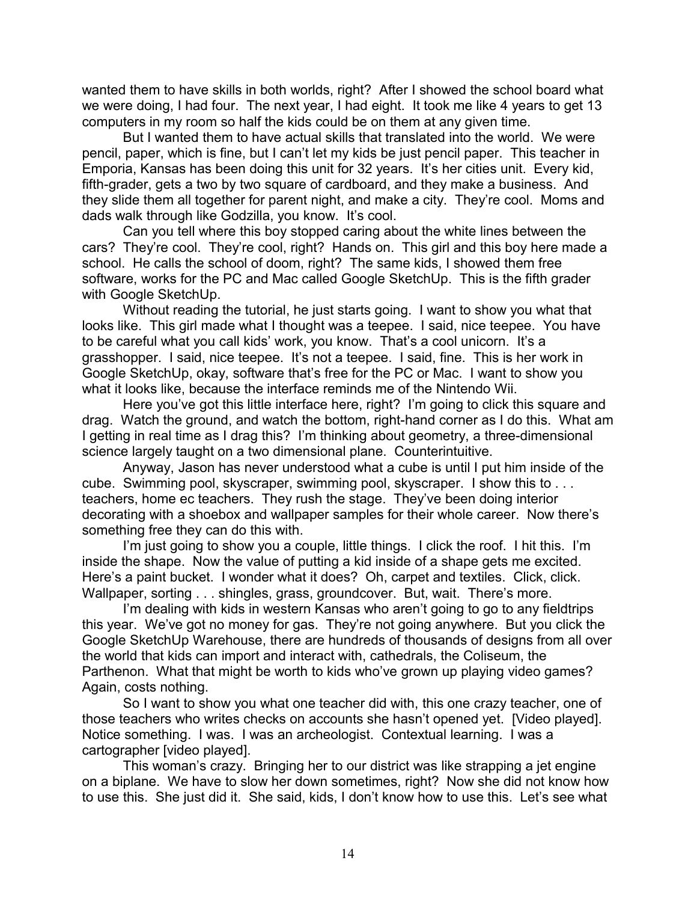wanted them to have skills in both worlds, right? After I showed the school board what we were doing, I had four. The next year, I had eight. It took me like 4 years to get 13 computers in my room so half the kids could be on them at any given time.

But I wanted them to have actual skills that translated into the world. We were pencil, paper, which is fine, but I can't let my kids be just pencil paper. This teacher in Emporia, Kansas has been doing this unit for 32 years. It's her cities unit. Every kid, fifth-grader, gets a two by two square of cardboard, and they make a business. And they slide them all together for parent night, and make a city. They're cool. Moms and dads walk through like Godzilla, you know. It's cool.

Can you tell where this boy stopped caring about the white lines between the cars? They're cool. They're cool, right? Hands on. This girl and this boy here made a school. He calls the school of doom, right? The same kids, I showed them free software, works for the PC and Mac called Google SketchUp. This is the fifth grader with Google SketchUp.

Without reading the tutorial, he just starts going. I want to show you what that looks like. This girl made what I thought was a teepee. I said, nice teepee. You have to be careful what you call kids' work, you know. That's a cool unicorn. It's a grasshopper. I said, nice teepee. It's not a teepee. I said, fine. This is her work in Google SketchUp, okay, software that's free for the PC or Mac. I want to show you what it looks like, because the interface reminds me of the Nintendo Wii.

Here you've got this little interface here, right? I'm going to click this square and drag. Watch the ground, and watch the bottom, right-hand corner as I do this. What am I getting in real time as I drag this? I'm thinking about geometry, a three-dimensional science largely taught on a two dimensional plane. Counterintuitive.

Anyway, Jason has never understood what a cube is until I put him inside of the cube. Swimming pool, skyscraper, swimming pool, skyscraper. I show this to . . . teachers, home ec teachers. They rush the stage. They've been doing interior decorating with a shoebox and wallpaper samples for their whole career. Now there's something free they can do this with.

I'm just going to show you a couple, little things. I click the roof. I hit this. I'm inside the shape. Now the value of putting a kid inside of a shape gets me excited. Here's a paint bucket. I wonder what it does? Oh, carpet and textiles. Click, click. Wallpaper, sorting . . . shingles, grass, groundcover. But, wait. There's more.

I'm dealing with kids in western Kansas who aren't going to go to any fieldtrips this year. We've got no money for gas. They're not going anywhere. But you click the Google SketchUp Warehouse, there are hundreds of thousands of designs from all over the world that kids can import and interact with, cathedrals, the Coliseum, the Parthenon. What that might be worth to kids who've grown up playing video games? Again, costs nothing.

So I want to show you what one teacher did with, this one crazy teacher, one of those teachers who writes checks on accounts she hasn't opened yet. [Video played]. Notice something. I was. I was an archeologist. Contextual learning. I was a cartographer [video played].

This woman's crazy. Bringing her to our district was like strapping a jet engine on a biplane. We have to slow her down sometimes, right? Now she did not know how to use this. She just did it. She said, kids, I don't know how to use this. Let's see what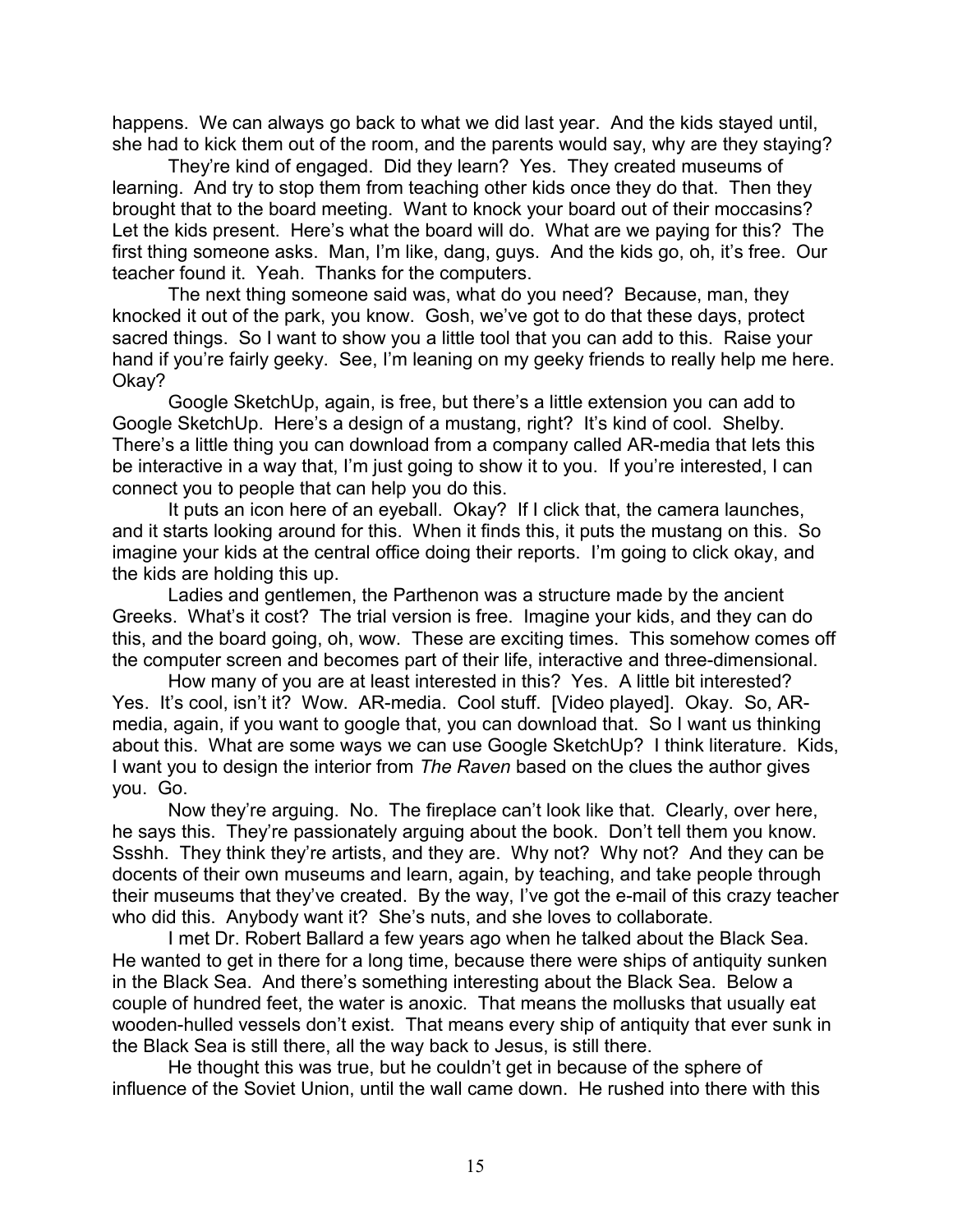happens. We can always go back to what we did last year. And the kids stayed until, she had to kick them out of the room, and the parents would say, why are they staying?

They're kind of engaged. Did they learn? Yes. They created museums of learning. And try to stop them from teaching other kids once they do that. Then they brought that to the board meeting. Want to knock your board out of their moccasins? Let the kids present. Here's what the board will do. What are we paying for this? The first thing someone asks. Man, I'm like, dang, guys. And the kids go, oh, it's free. Our teacher found it. Yeah. Thanks for the computers.

The next thing someone said was, what do you need? Because, man, they knocked it out of the park, you know. Gosh, we've got to do that these days, protect sacred things. So I want to show you a little tool that you can add to this. Raise your hand if you're fairly geeky. See, I'm leaning on my geeky friends to really help me here. Okay?

Google SketchUp, again, is free, but there's a little extension you can add to Google SketchUp. Here's a design of a mustang, right? It's kind of cool. Shelby. There's a little thing you can download from a company called AR-media that lets this be interactive in a way that, I'm just going to show it to you. If you're interested, I can connect you to people that can help you do this.

It puts an icon here of an eyeball. Okay? If I click that, the camera launches, and it starts looking around for this. When it finds this, it puts the mustang on this. So imagine your kids at the central office doing their reports. I'm going to click okay, and the kids are holding this up.

Ladies and gentlemen, the Parthenon was a structure made by the ancient Greeks. What's it cost? The trial version is free. Imagine your kids, and they can do this, and the board going, oh, wow. These are exciting times. This somehow comes off the computer screen and becomes part of their life, interactive and three-dimensional.

How many of you are at least interested in this? Yes. A little bit interested? Yes. It's cool, isn't it? Wow. AR-media. Cool stuff. [Video played]. Okay. So, AR-media, again, if you want to google that, you can download that. So I want us thinking about this. What are some ways we can use Google SketchUp? I think literature. Kids, I want you to design the interior from *The Raven* based on the clues the author gives you. Go.

Now they're arguing. No. The fireplace can't look like that. Clearly, over here, he says this. They're passionately arguing about the book. Don't tell them you know. Ssshh. They think they're artists, and they are. Why not? Why not? And they can be docents of their own museums and learn, again, by teaching, and take people through their museums that they've created. By the way, I've got the e-mail of this crazy teacher who did this. Anybody want it? She's nuts, and she loves to collaborate.

I met Dr. Robert Ballard a few years ago when he talked about the Black Sea. He wanted to get in there for a long time, because there were ships of antiquity sunken in the Black Sea. And there's something interesting about the Black Sea. Below a couple of hundred feet, the water is anoxic. That means the mollusks that usually eat wooden-hulled vessels don't exist. That means every ship of antiquity that ever sunk in the Black Sea is still there, all the way back to Jesus, is still there.

He thought this was true, but he couldn't get in because of the sphere of influence of the Soviet Union, until the wall came down. He rushed into there with this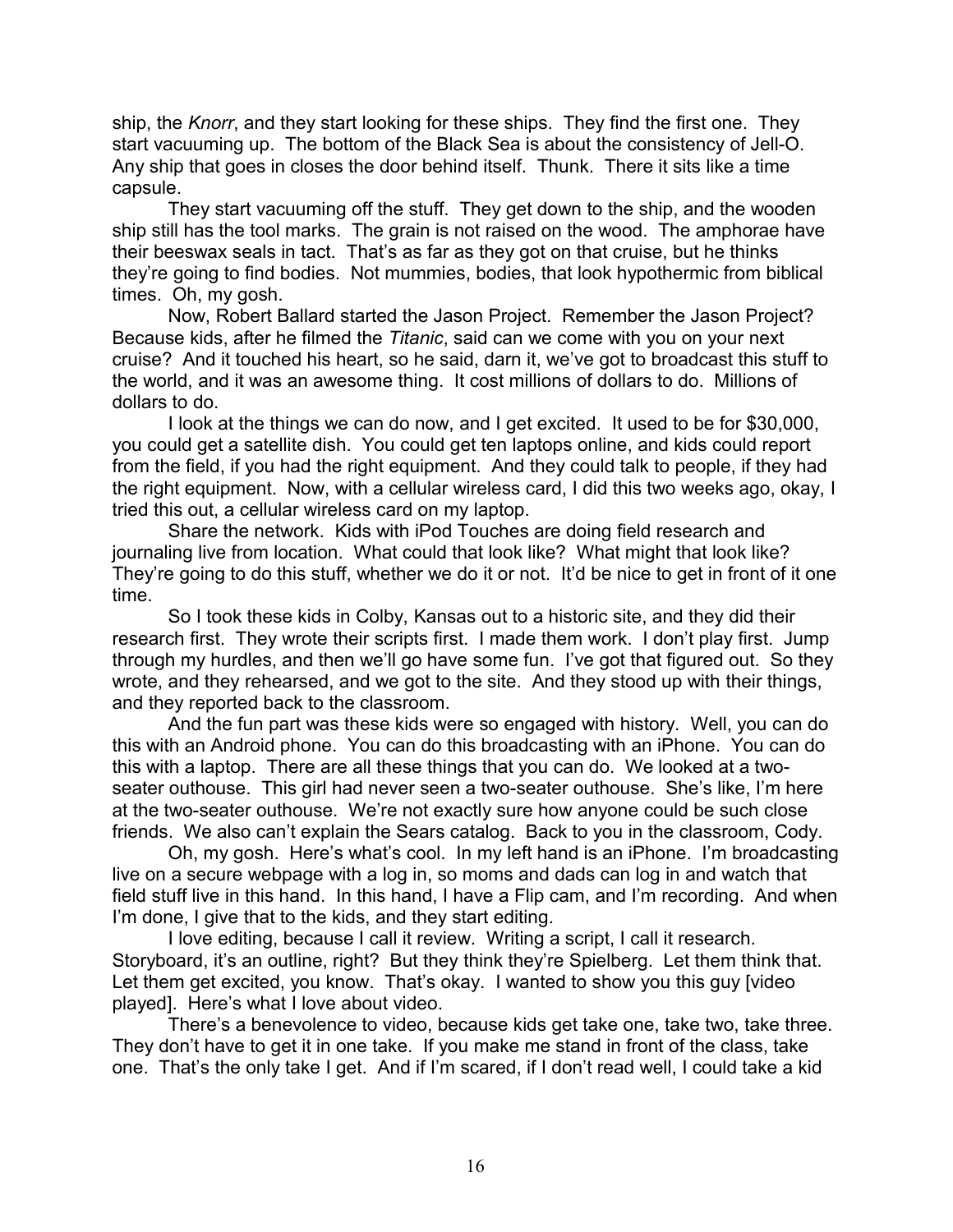ship, the *Knorr*, and they start looking for these ships. They find the first one. They start vacuuming up. The bottom of the Black Sea is about the consistency of Jell-O. Any ship that goes in closes the door behind itself. Thunk. There it sits like a time capsule.

They start vacuuming off the stuff. They get down to the ship, and the wooden ship still has the tool marks. The grain is not raised on the wood. The amphorae have their beeswax seals in tact. That's as far as they got on that cruise, but he thinks they're going to find bodies. Not mummies, bodies, that look hypothermic from biblical times. Oh, my gosh.

Now, Robert Ballard started the Jason Project. Remember the Jason Project? Because kids, after he filmed the *Titanic*, said can we come with you on your next cruise? And it touched his heart, so he said, darn it, we've got to broadcast this stuff to the world, and it was an awesome thing. It cost millions of dollars to do. Millions of dollars to do.

I look at the things we can do now, and I get excited. It used to be for $30,000, you could get a satellite dish. You could get ten laptops online, and kids could report from the field, if you had the right equipment. And they could talk to people, if they had the right equipment. Now, with a cellular wireless card, I did this two weeks ago, okay, I tried this out, a cellular wireless card on my laptop.

Share the network. Kids with iPod Touches are doing field research and journaling live from location. What could that look like? What might that look like? They're going to do this stuff, whether we do it or not. It'd be nice to get in front of it one time.

So I took these kids in Colby, Kansas out to a historic site, and they did their research first. They wrote their scripts first. I made them work. I don't play first. Jump through my hurdles, and then we'll go have some fun. I've got that figured out. So they wrote, and they rehearsed, and we got to the site. And they stood up with their things, and they reported back to the classroom.

And the fun part was these kids were so engaged with history. Well, you can do this with an Android phone. You can do this broadcasting with an iPhone. You can do this with a laptop. There are all these things that you can do. We looked at a two-seater outhouse. This girl had never seen a two-seater outhouse. She's like, I'm here at the two-seater outhouse. We're not exactly sure how anyone could be such close friends. We also can't explain the Sears catalog. Back to you in the classroom, Cody.

Oh, my gosh. Here's what's cool. In my left hand is an iPhone. I'm broadcasting live on a secure webpage with a log in, so moms and dads can log in and watch that field stuff live in this hand. In this hand, I have a Flip cam, and I'm recording. And when I'm done, I give that to the kids, and they start editing.

I love editing, because I call it review. Writing a script, I call it research. Storyboard, it's an outline, right? But they think they're Spielberg. Let them think that. Let them get excited, you know. That's okay. I wanted to show you this guy [video played]. Here's what I love about video.

There's a benevolence to video, because kids get take one, take two, take three. They don't have to get it in one take. If you make me stand in front of the class, take one. That's the only take I get. And if I'm scared, if I don't read well, I could take a kid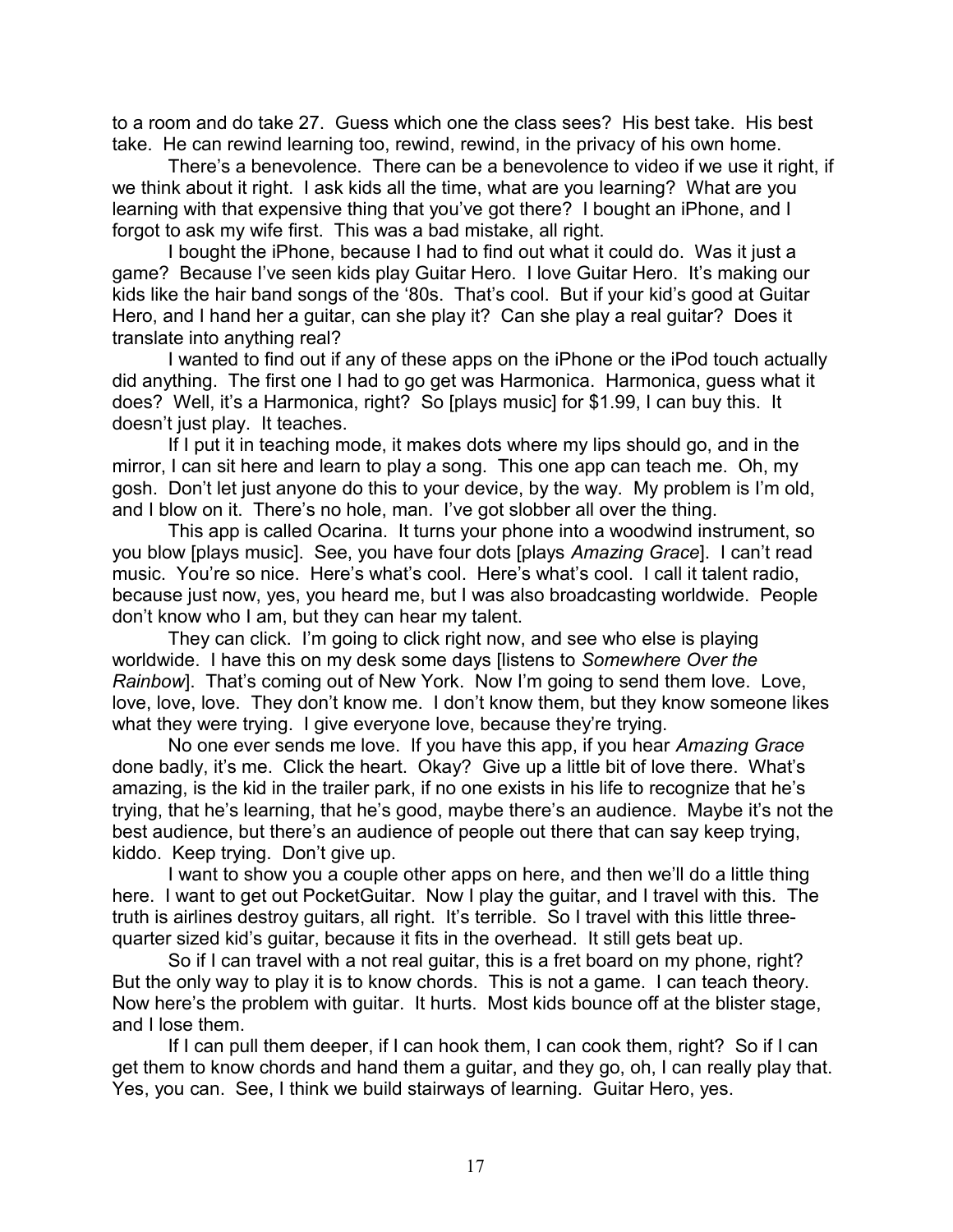to a room and do take 27. Guess which one the class sees? His best take. His best take. He can rewind learning too, rewind, rewind, in the privacy of his own home.

There's a benevolence. There can be a benevolence to video if we use it right, if we think about it right. I ask kids all the time, what are you learning? What are you learning with that expensive thing that you've got there? I bought an iPhone, and I forgot to ask my wife first. This was a bad mistake, all right.

I bought the iPhone, because I had to find out what it could do. Was it just a game? Because I've seen kids play Guitar Hero. I love Guitar Hero. It's making our kids like the hair band songs of the '80s. That's cool. But if your kid's good at Guitar Hero, and I hand her a guitar, can she play it? Can she play a real guitar? Does it translate into anything real?

I wanted to find out if any of these apps on the iPhone or the iPod touch actually did anything. The first one I had to go get was Harmonica. Harmonica, guess what it does? Well, it's a Harmonica, right? So [plays music] for $1.99, I can buy this. It doesn't just play. It teaches.

If I put it in teaching mode, it makes dots where my lips should go, and in the mirror, I can sit here and learn to play a song. This one app can teach me. Oh, my gosh. Don't let just anyone do this to your device, by the way. My problem is I'm old, and I blow on it. There's no hole, man. I've got slobber all over the thing.

This app is called Ocarina. It turns your phone into a woodwind instrument, so you blow [plays music]. See, you have four dots [plays *Amazing Grace*]. I can't read music. You're so nice. Here's what's cool. Here's what's cool. I call it talent radio, because just now, yes, you heard me, but I was also broadcasting worldwide. People don't know who I am, but they can hear my talent.

They can click. I'm going to click right now, and see who else is playing worldwide. I have this on my desk some days [listens to *Somewhere Over the Rainbow*]. That's coming out of New York. Now I'm going to send them love. Love, love, love, love. They don't know me. I don't know them, but they know someone likes what they were trying. I give everyone love, because they're trying.

No one ever sends me love. If you have this app, if you hear *Amazing Grace* done badly, it's me. Click the heart. Okay? Give up a little bit of love there. What's amazing, is the kid in the trailer park, if no one exists in his life to recognize that he's trying, that he's learning, that he's good, maybe there's an audience. Maybe it's not the best audience, but there's an audience of people out there that can say keep trying, kiddo. Keep trying. Don't give up.

I want to show you a couple other apps on here, and then we'll do a little thing here. I want to get out PocketGuitar. Now I play the guitar, and I travel with this. The truth is airlines destroy guitars, all right. It's terrible. So I travel with this little three-quarter sized kid's guitar, because it fits in the overhead. It still gets beat up.

So if I can travel with a not real guitar, this is a fret board on my phone, right? But the only way to play it is to know chords. This is not a game. I can teach theory. Now here's the problem with guitar. It hurts. Most kids bounce off at the blister stage, and I lose them.

If I can pull them deeper, if I can hook them, I can cook them, right? So if I can get them to know chords and hand them a guitar, and they go, oh, I can really play that. Yes, you can. See, I think we build stairways of learning. Guitar Hero, yes.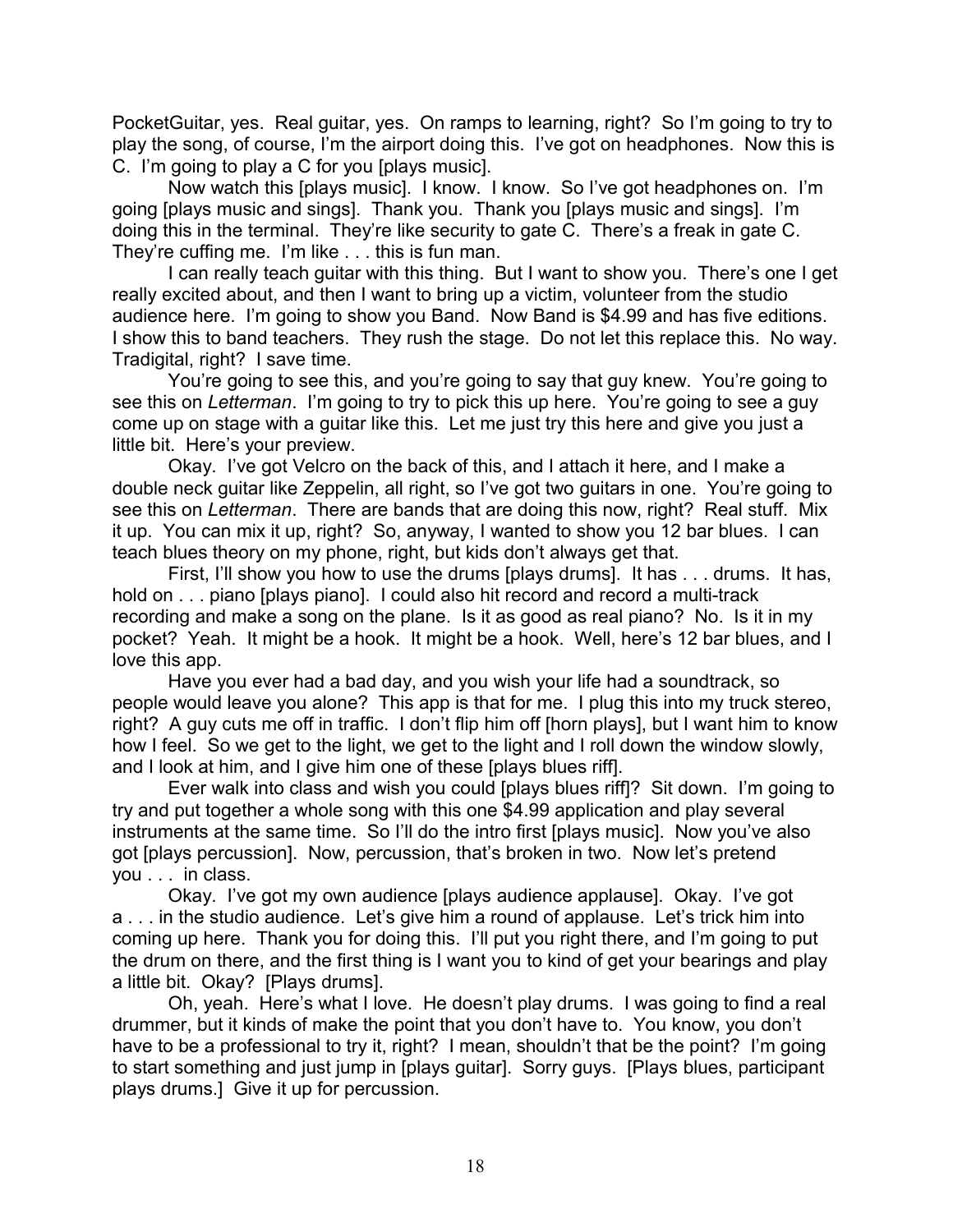PocketGuitar, yes. Real guitar, yes. On ramps to learning, right? So I'm going to try to play the song, of course, I'm the airport doing this. I've got on headphones. Now this is C. I'm going to play a C for you [plays music].

Now watch this [plays music]. I know. I know. So I've got headphones on. I'm going [plays music and sings]. Thank you. Thank you [plays music and sings]. I'm doing this in the terminal. They're like security to gate C. There's a freak in gate C. They're cuffing me. I'm like . . . this is fun man.

I can really teach guitar with this thing. But I want to show you. There's one I get really excited about, and then I want to bring up a victim, volunteer from the studio audience here. I'm going to show you Band. Now Band is $4.99 and has five editions. I show this to band teachers. They rush the stage. Do not let this replace this. No way. Tradigital, right? I save time.

You're going to see this, and you're going to say that guy knew. You're going to see this on *Letterman*. I'm going to try to pick this up here. You're going to see a guy come up on stage with a guitar like this. Let me just try this here and give you just a little bit. Here's your preview.

Okay. I've got Velcro on the back of this, and I attach it here, and I make a double neck guitar like Zeppelin, all right, so I've got two guitars in one. You're going to see this on *Letterman*. There are bands that are doing this now, right? Real stuff. Mix it up. You can mix it up, right? So, anyway, I wanted to show you 12 bar blues. I can teach blues theory on my phone, right, but kids don't always get that.

First, I'll show you how to use the drums [plays drums]. It has . . . drums. It has, hold on . . . piano [plays piano]. I could also hit record and record a multi-track recording and make a song on the plane. Is it as good as real piano? No. Is it in my pocket? Yeah. It might be a hook. It might be a hook. Well, here's 12 bar blues, and I love this app.

Have you ever had a bad day, and you wish your life had a soundtrack, so people would leave you alone? This app is that for me. I plug this into my truck stereo, right? A guy cuts me off in traffic. I don't flip him off [horn plays], but I want him to know how I feel. So we get to the light, we get to the light and I roll down the window slowly, and I look at him, and I give him one of these [plays blues riff].

Ever walk into class and wish you could [plays blues riff]? Sit down. I'm going to try and put together a whole song with this one $4.99 application and play several instruments at the same time. So I'll do the intro first [plays music]. Now you've also got [plays percussion]. Now, percussion, that's broken in two. Now let's pretend you . . . in class.

Okay. I've got my own audience [plays audience applause]. Okay. I've got a . . . in the studio audience. Let's give him a round of applause. Let's trick him into coming up here. Thank you for doing this. I'll put you right there, and I'm going to put the drum on there, and the first thing is I want you to kind of get your bearings and play a little bit. Okay? [Plays drums].

Oh, yeah. Here's what I love. He doesn't play drums. I was going to find a real drummer, but it kinds of make the point that you don't have to. You know, you don't have to be a professional to try it, right? I mean, shouldn't that be the point? I'm going to start something and just jump in [plays guitar]. Sorry guys. [Plays blues, participant plays drums.] Give it up for percussion.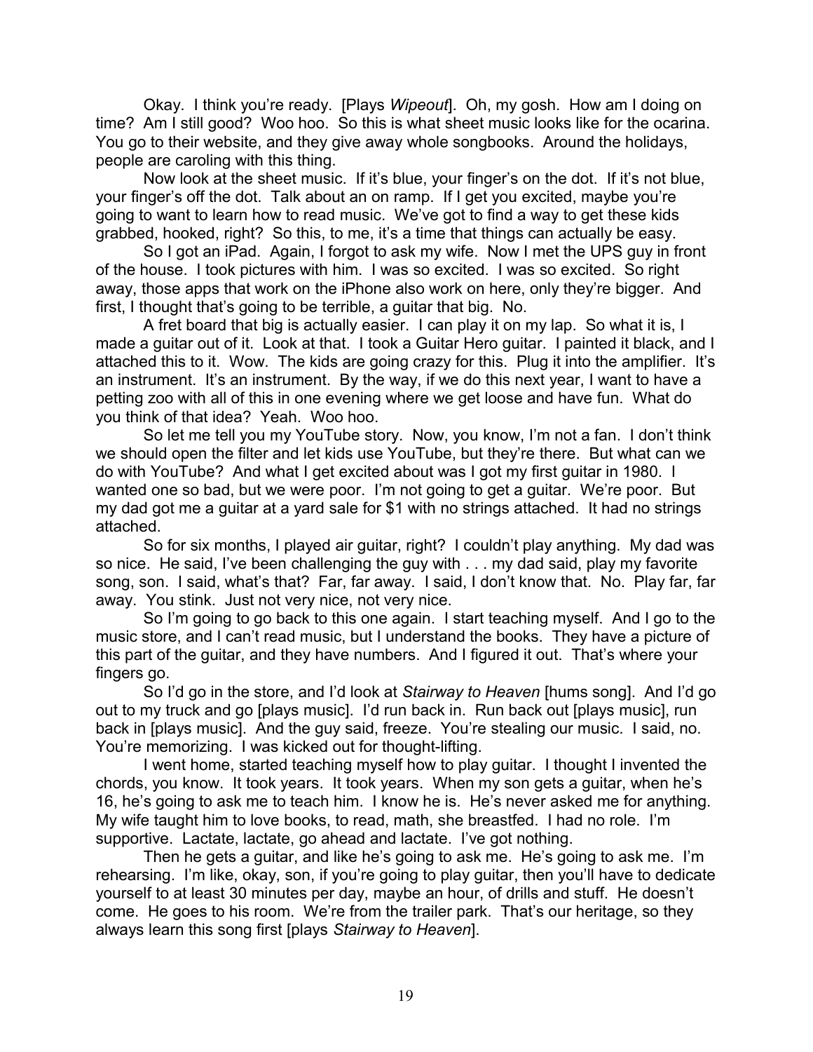Okay. I think you're ready. [Plays *Wipeout*]. Oh, my gosh. How am I doing on time? Am I still good? Woo hoo. So this is what sheet music looks like for the ocarina. You go to their website, and they give away whole songbooks. Around the holidays, people are caroling with this thing.

Now look at the sheet music. If it's blue, your finger's on the dot. If it's not blue, your finger's off the dot. Talk about an on ramp. If I get you excited, maybe you're going to want to learn how to read music. We've got to find a way to get these kids grabbed, hooked, right? So this, to me, it's a time that things can actually be easy.

So I got an iPad. Again, I forgot to ask my wife. Now I met the UPS guy in front of the house. I took pictures with him. I was so excited. I was so excited. So right away, those apps that work on the iPhone also work on here, only they're bigger. And first, I thought that's going to be terrible, a guitar that big. No.

A fret board that big is actually easier. I can play it on my lap. So what it is, I made a guitar out of it. Look at that. I took a Guitar Hero guitar. I painted it black, and I attached this to it. Wow. The kids are going crazy for this. Plug it into the amplifier. It's an instrument. It's an instrument. By the way, if we do this next year, I want to have a petting zoo with all of this in one evening where we get loose and have fun. What do you think of that idea? Yeah. Woo hoo.

So let me tell you my YouTube story. Now, you know, I'm not a fan. I don't think we should open the filter and let kids use YouTube, but they're there. But what can we do with YouTube? And what I get excited about was I got my first guitar in 1980. I wanted one so bad, but we were poor. I'm not going to get a guitar. We're poor. But my dad got me a guitar at a yard sale for $1 with no strings attached. It had no strings attached.

So for six months, I played air guitar, right? I couldn't play anything. My dad was so nice. He said, I've been challenging the guy with . . . my dad said, play my favorite song, son. I said, what's that? Far, far away. I said, I don't know that. No. Play far, far away. You stink. Just not very nice, not very nice.

So I'm going to go back to this one again. I start teaching myself. And I go to the music store, and I can't read music, but I understand the books. They have a picture of this part of the guitar, and they have numbers. And I figured it out. That's where your fingers go.

So I'd go in the store, and I'd look at *Stairway to Heaven* [hums song]. And I'd go out to my truck and go [plays music]. I'd run back in. Run back out [plays music], run back in [plays music]. And the guy said, freeze. You're stealing our music. I said, no. You're memorizing. I was kicked out for thought-lifting.

I went home, started teaching myself how to play guitar. I thought I invented the chords, you know. It took years. It took years. When my son gets a guitar, when he's 16, he's going to ask me to teach him. I know he is. He's never asked me for anything. My wife taught him to love books, to read, math, she breastfed. I had no role. I'm supportive. Lactate, lactate, go ahead and lactate. I've got nothing.

Then he gets a guitar, and like he's going to ask me. He's going to ask me. I'm rehearsing. I'm like, okay, son, if you're going to play guitar, then you'll have to dedicate yourself to at least 30 minutes per day, maybe an hour, of drills and stuff. He doesn't come. He goes to his room. We're from the trailer park. That's our heritage, so they always learn this song first [plays *Stairway to Heaven*].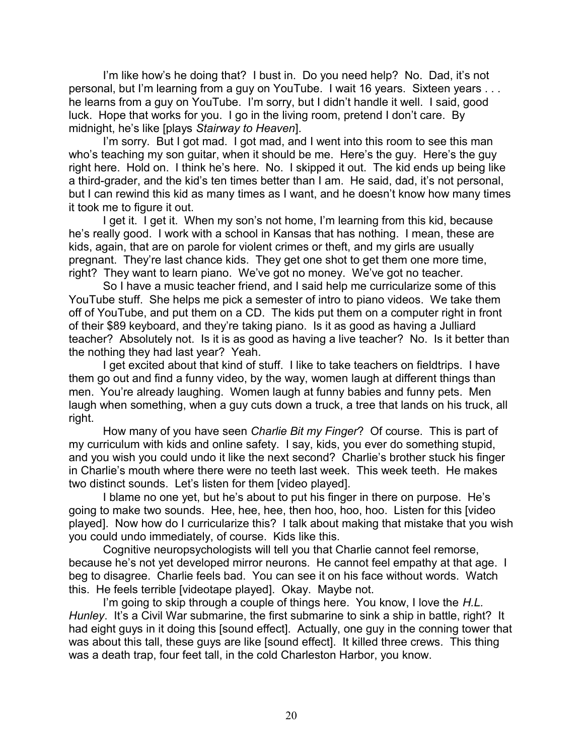I'm like how's he doing that? I bust in. Do you need help? No. Dad, it's not personal, but I'm learning from a guy on YouTube. I wait 16 years. Sixteen years . . . he learns from a guy on YouTube. I'm sorry, but I didn't handle it well. I said, good luck. Hope that works for you. I go in the living room, pretend I don't care. By midnight, he's like [plays *Stairway to Heaven*].

I'm sorry. But I got mad. I got mad, and I went into this room to see this man who's teaching my son guitar, when it should be me. Here's the guy. Here's the guy right here. Hold on. I think he's here. No. I skipped it out. The kid ends up being like a third-grader, and the kid's ten times better than I am. He said, dad, it's not personal, but I can rewind this kid as many times as I want, and he doesn't know how many times it took me to figure it out.

I get it. I get it. When my son's not home, I'm learning from this kid, because he's really good. I work with a school in Kansas that has nothing. I mean, these are kids, again, that are on parole for violent crimes or theft, and my girls are usually pregnant. They're last chance kids. They get one shot to get them one more time, right? They want to learn piano. We've got no money. We've got no teacher.

So I have a music teacher friend, and I said help me curricularize some of this YouTube stuff. She helps me pick a semester of intro to piano videos. We take them off of YouTube, and put them on a CD. The kids put them on a computer right in front of their $89 keyboard, and they're taking piano. Is it as good as having a Julliard teacher? Absolutely not. Is it is as good as having a live teacher? No. Is it better than the nothing they had last year? Yeah.

I get excited about that kind of stuff. I like to take teachers on fieldtrips. I have them go out and find a funny video, by the way, women laugh at different things than men. You're already laughing. Women laugh at funny babies and funny pets. Men laugh when something, when a guy cuts down a truck, a tree that lands on his truck, all right.

How many of you have seen *Charlie Bit my Finger*? Of course. This is part of my curriculum with kids and online safety. I say, kids, you ever do something stupid, and you wish you could undo it like the next second? Charlie's brother stuck his finger in Charlie's mouth where there were no teeth last week. This week teeth. He makes two distinct sounds. Let's listen for them [video played].

I blame no one yet, but he's about to put his finger in there on purpose. He's going to make two sounds. Hee, hee, hee, then hoo, hoo, hoo. Listen for this [video played]. Now how do I curricularize this? I talk about making that mistake that you wish you could undo immediately, of course. Kids like this.

Cognitive neuropsychologists will tell you that Charlie cannot feel remorse, because he's not yet developed mirror neurons. He cannot feel empathy at that age. I beg to disagree. Charlie feels bad. You can see it on his face without words. Watch this. He feels terrible [videotape played]. Okay. Maybe not.

I'm going to skip through a couple of things here. You know, I love the *H.L. Hunley*. It's a Civil War submarine, the first submarine to sink a ship in battle, right? It had eight guys in it doing this [sound effect]. Actually, one guy in the conning tower that was about this tall, these guys are like [sound effect]. It killed three crews. This thing was a death trap, four feet tall, in the cold Charleston Harbor, you know.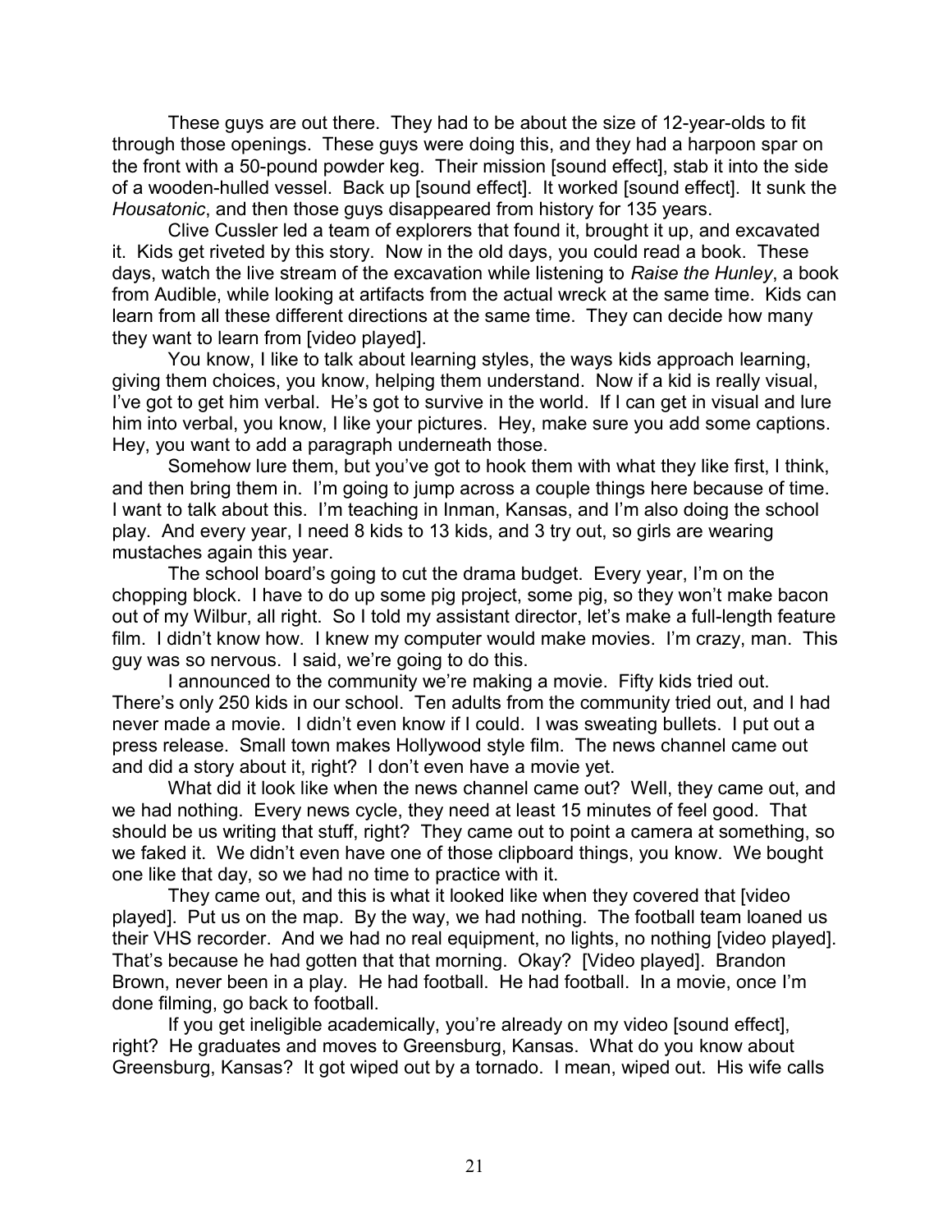These guys are out there. They had to be about the size of 12-year-olds to fit through those openings. These guys were doing this, and they had a harpoon spar on the front with a 50-pound powder keg. Their mission [sound effect], stab it into the side of a wooden-hulled vessel. Back up [sound effect]. It worked [sound effect]. It sunk the *Housatonic*, and then those guys disappeared from history for 135 years.

Clive Cussler led a team of explorers that found it, brought it up, and excavated it. Kids get riveted by this story. Now in the old days, you could read a book. These days, watch the live stream of the excavation while listening to *Raise the Hunley*, a book from Audible, while looking at artifacts from the actual wreck at the same time. Kids can learn from all these different directions at the same time. They can decide how many they want to learn from [video played].

You know, I like to talk about learning styles, the ways kids approach learning, giving them choices, you know, helping them understand. Now if a kid is really visual, I've got to get him verbal. He's got to survive in the world. If I can get in visual and lure him into verbal, you know, I like your pictures. Hey, make sure you add some captions. Hey, you want to add a paragraph underneath those.

Somehow lure them, but you've got to hook them with what they like first, I think, and then bring them in. I'm going to jump across a couple things here because of time. I want to talk about this. I'm teaching in Inman, Kansas, and I'm also doing the school play. And every year, I need 8 kids to 13 kids, and 3 try out, so girls are wearing mustaches again this year.

The school board's going to cut the drama budget. Every year, I'm on the chopping block. I have to do up some pig project, some pig, so they won't make bacon out of my Wilbur, all right. So I told my assistant director, let's make a full-length feature film. I didn't know how. I knew my computer would make movies. I'm crazy, man. This guy was so nervous. I said, we're going to do this.

I announced to the community we're making a movie. Fifty kids tried out. There's only 250 kids in our school. Ten adults from the community tried out, and I had never made a movie. I didn't even know if I could. I was sweating bullets. I put out a press release. Small town makes Hollywood style film. The news channel came out and did a story about it, right? I don't even have a movie yet.

What did it look like when the news channel came out? Well, they came out, and we had nothing. Every news cycle, they need at least 15 minutes of feel good. That should be us writing that stuff, right? They came out to point a camera at something, so we faked it. We didn't even have one of those clipboard things, you know. We bought one like that day, so we had no time to practice with it.

They came out, and this is what it looked like when they covered that [video played]. Put us on the map. By the way, we had nothing. The football team loaned us their VHS recorder. And we had no real equipment, no lights, no nothing [video played]. That's because he had gotten that that morning. Okay? [Video played]. Brandon Brown, never been in a play. He had football. He had football. In a movie, once I'm done filming, go back to football.

If you get ineligible academically, you're already on my video [sound effect], right? He graduates and moves to Greensburg, Kansas. What do you know about Greensburg, Kansas? It got wiped out by a tornado. I mean, wiped out. His wife calls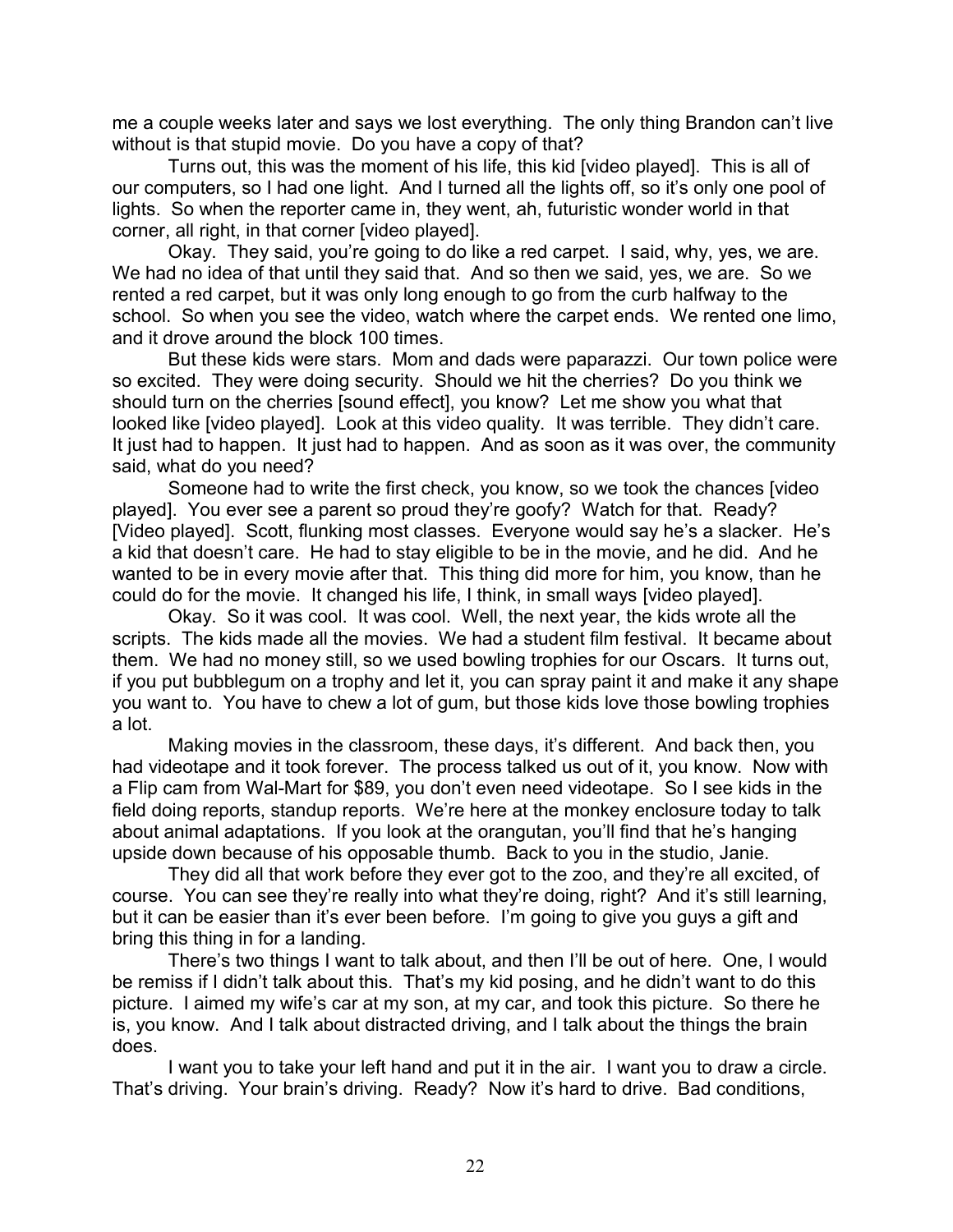me a couple weeks later and says we lost everything. The only thing Brandon can't live without is that stupid movie. Do you have a copy of that?

Turns out, this was the moment of his life, this kid [video played]. This is all of our computers, so I had one light. And I turned all the lights off, so it's only one pool of lights. So when the reporter came in, they went, ah, futuristic wonder world in that corner, all right, in that corner [video played].

Okay. They said, you're going to do like a red carpet. I said, why, yes, we are. We had no idea of that until they said that. And so then we said, yes, we are. So we rented a red carpet, but it was only long enough to go from the curb halfway to the school. So when you see the video, watch where the carpet ends. We rented one limo, and it drove around the block 100 times.

But these kids were stars. Mom and dads were paparazzi. Our town police were so excited. They were doing security. Should we hit the cherries? Do you think we should turn on the cherries [sound effect], you know? Let me show you what that looked like [video played]. Look at this video quality. It was terrible. They didn't care. It just had to happen. It just had to happen. And as soon as it was over, the community said, what do you need?

Someone had to write the first check, you know, so we took the chances [video played]. You ever see a parent so proud they're goofy? Watch for that. Ready? [Video played]. Scott, flunking most classes. Everyone would say he's a slacker. He's a kid that doesn't care. He had to stay eligible to be in the movie, and he did. And he wanted to be in every movie after that. This thing did more for him, you know, than he could do for the movie. It changed his life, I think, in small ways [video played].

Okay. So it was cool. It was cool. Well, the next year, the kids wrote all the scripts. The kids made all the movies. We had a student film festival. It became about them. We had no money still, so we used bowling trophies for our Oscars. It turns out, if you put bubblegum on a trophy and let it, you can spray paint it and make it any shape you want to. You have to chew a lot of gum, but those kids love those bowling trophies a lot.

Making movies in the classroom, these days, it's different. And back then, you had videotape and it took forever. The process talked us out of it, you know. Now with a Flip cam from Wal-Mart for $89, you don't even need videotape. So I see kids in the field doing reports, standup reports. We're here at the monkey enclosure today to talk about animal adaptations. If you look at the orangutan, you'll find that he's hanging upside down because of his opposable thumb. Back to you in the studio, Janie.

They did all that work before they ever got to the zoo, and they're all excited, of course. You can see they're really into what they're doing, right? And it's still learning, but it can be easier than it's ever been before. I'm going to give you guys a gift and bring this thing in for a landing.

There's two things I want to talk about, and then I'll be out of here. One, I would be remiss if I didn't talk about this. That's my kid posing, and he didn't want to do this picture. I aimed my wife's car at my son, at my car, and took this picture. So there he is, you know. And I talk about distracted driving, and I talk about the things the brain does.

I want you to take your left hand and put it in the air. I want you to draw a circle. That's driving. Your brain's driving. Ready? Now it's hard to drive. Bad conditions,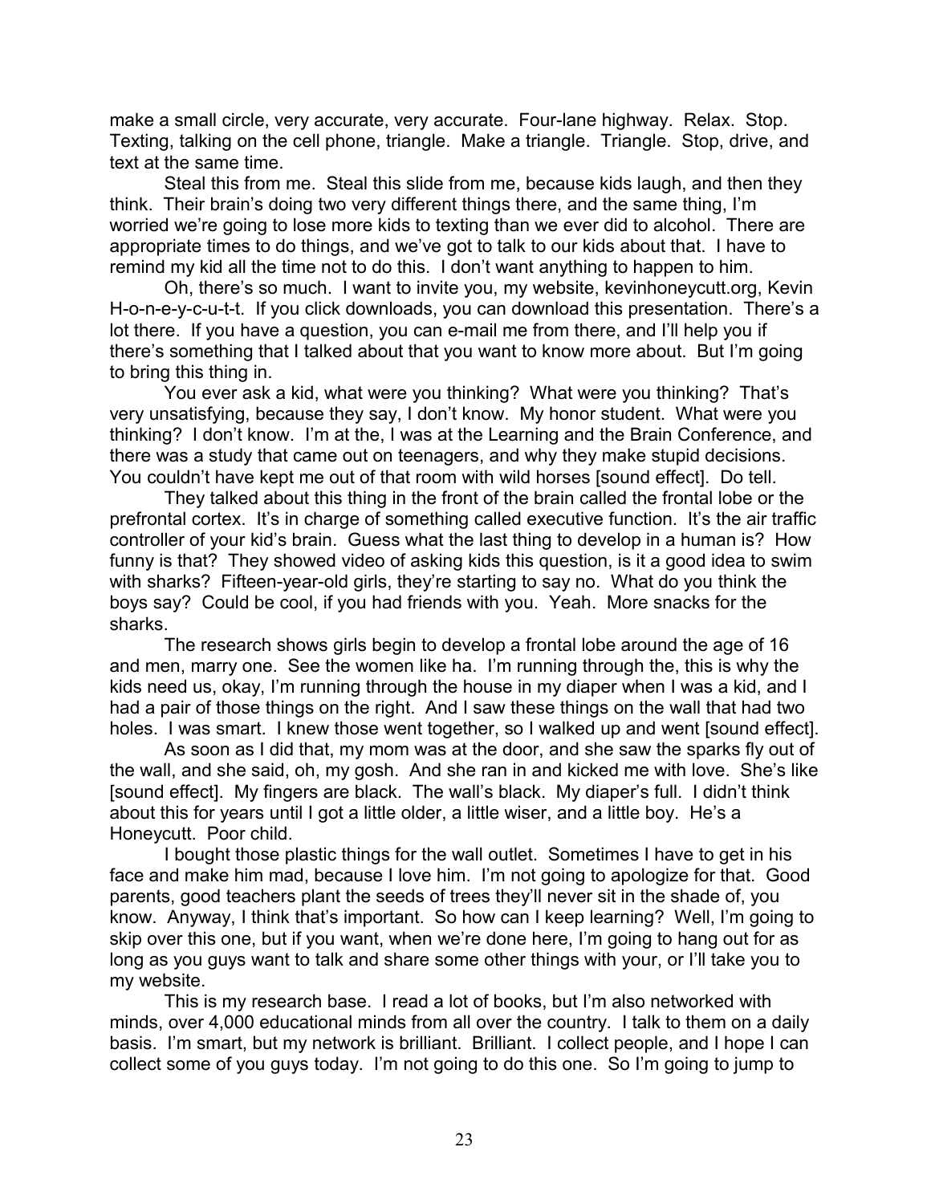make a small circle, very accurate, very accurate. Four-lane highway. Relax. Stop. Texting, talking on the cell phone, triangle. Make a triangle. Triangle. Stop, drive, and text at the same time.

Steal this from me. Steal this slide from me, because kids laugh, and then they think. Their brain's doing two very different things there, and the same thing, I'm worried we're going to lose more kids to texting than we ever did to alcohol. There are appropriate times to do things, and we've got to talk to our kids about that. I have to remind my kid all the time not to do this. I don't want anything to happen to him.

Oh, there's so much. I want to invite you, my website, kevinhoneycutt.org, Kevin H-o-n-e-y-c-u-t-t. If you click downloads, you can download this presentation. There's a lot there. If you have a question, you can e-mail me from there, and I'll help you if there's something that I talked about that you want to know more about. But I'm going to bring this thing in.

You ever ask a kid, what were you thinking? What were you thinking? That's very unsatisfying, because they say, I don't know. My honor student. What were you thinking? I don't know. I'm at the, I was at the Learning and the Brain Conference, and there was a study that came out on teenagers, and why they make stupid decisions. You couldn't have kept me out of that room with wild horses [sound effect]. Do tell.

They talked about this thing in the front of the brain called the frontal lobe or the prefrontal cortex. It's in charge of something called executive function. It's the air traffic controller of your kid's brain. Guess what the last thing to develop in a human is? How funny is that? They showed video of asking kids this question, is it a good idea to swim with sharks? Fifteen-year-old girls, they're starting to say no. What do you think the boys say? Could be cool, if you had friends with you. Yeah. More snacks for the sharks.

The research shows girls begin to develop a frontal lobe around the age of 16 and men, marry one. See the women like ha. I'm running through the, this is why the kids need us, okay, I'm running through the house in my diaper when I was a kid, and I had a pair of those things on the right. And I saw these things on the wall that had two holes. I was smart. I knew those went together, so I walked up and went [sound effect].

As soon as I did that, my mom was at the door, and she saw the sparks fly out of the wall, and she said, oh, my gosh. And she ran in and kicked me with love. She's like [sound effect]. My fingers are black. The wall's black. My diaper's full. I didn't think about this for years until I got a little older, a little wiser, and a little boy. He's a Honeycutt. Poor child.

I bought those plastic things for the wall outlet. Sometimes I have to get in his face and make him mad, because I love him. I'm not going to apologize for that. Good parents, good teachers plant the seeds of trees they'll never sit in the shade of, you know. Anyway, I think that's important. So how can I keep learning? Well, I'm going to skip over this one, but if you want, when we're done here, I'm going to hang out for as long as you guys want to talk and share some other things with your, or I'll take you to my website.

This is my research base. I read a lot of books, but I'm also networked with minds, over 4,000 educational minds from all over the country. I talk to them on a daily basis. I'm smart, but my network is brilliant. Brilliant. I collect people, and I hope I can collect some of you guys today. I'm not going to do this one. So I'm going to jump to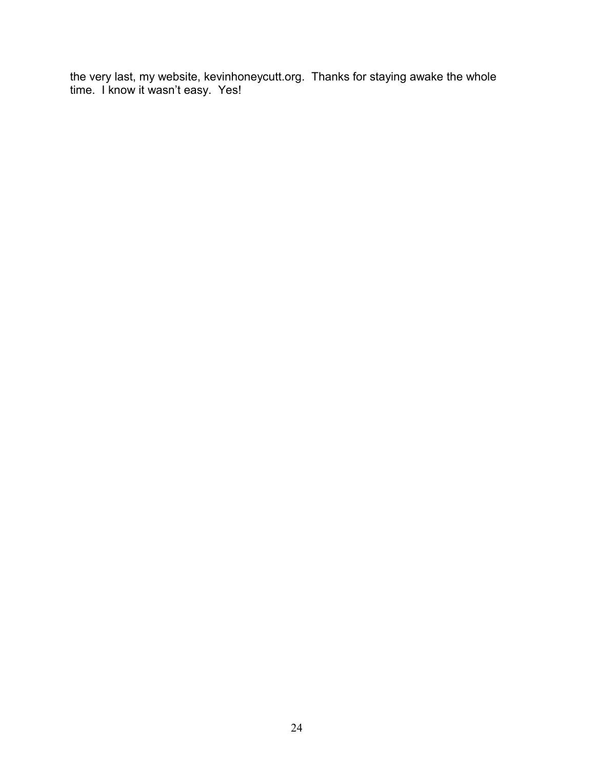the very last, my website, kevinhoneycutt.org. Thanks for staying awake the whole time. I know it wasn't easy. Yes!